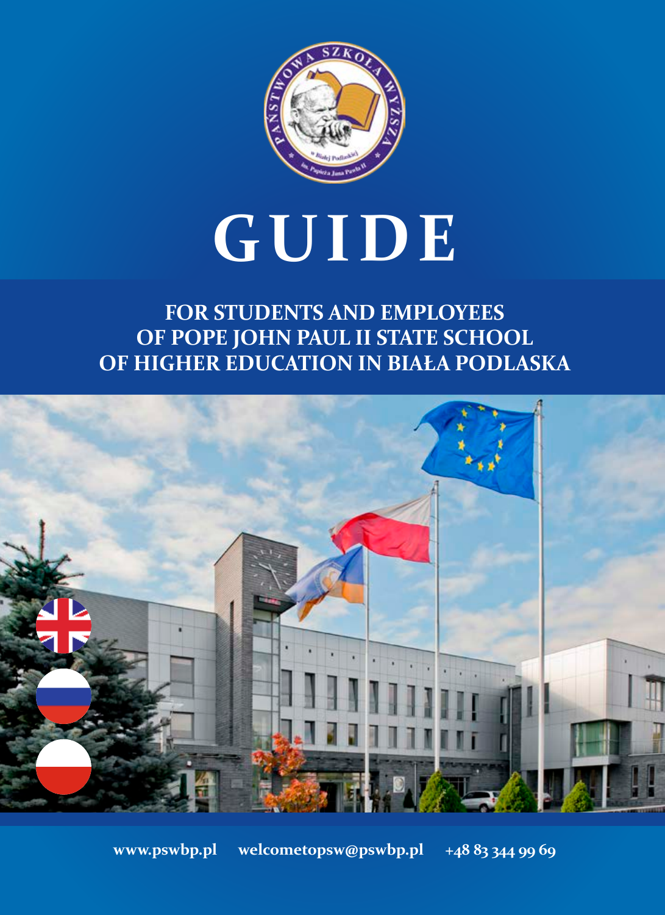# GUIDE

## FOR STUDENTS AND EMPLOYEES OF POPE JOHN PAUL II STATE SCHOOL OF HIGHER EDUCATION IN BIAŁA PODLASKA

www.pswbp.pl welcometopsw@pswbp.pl +48 83 344 99 69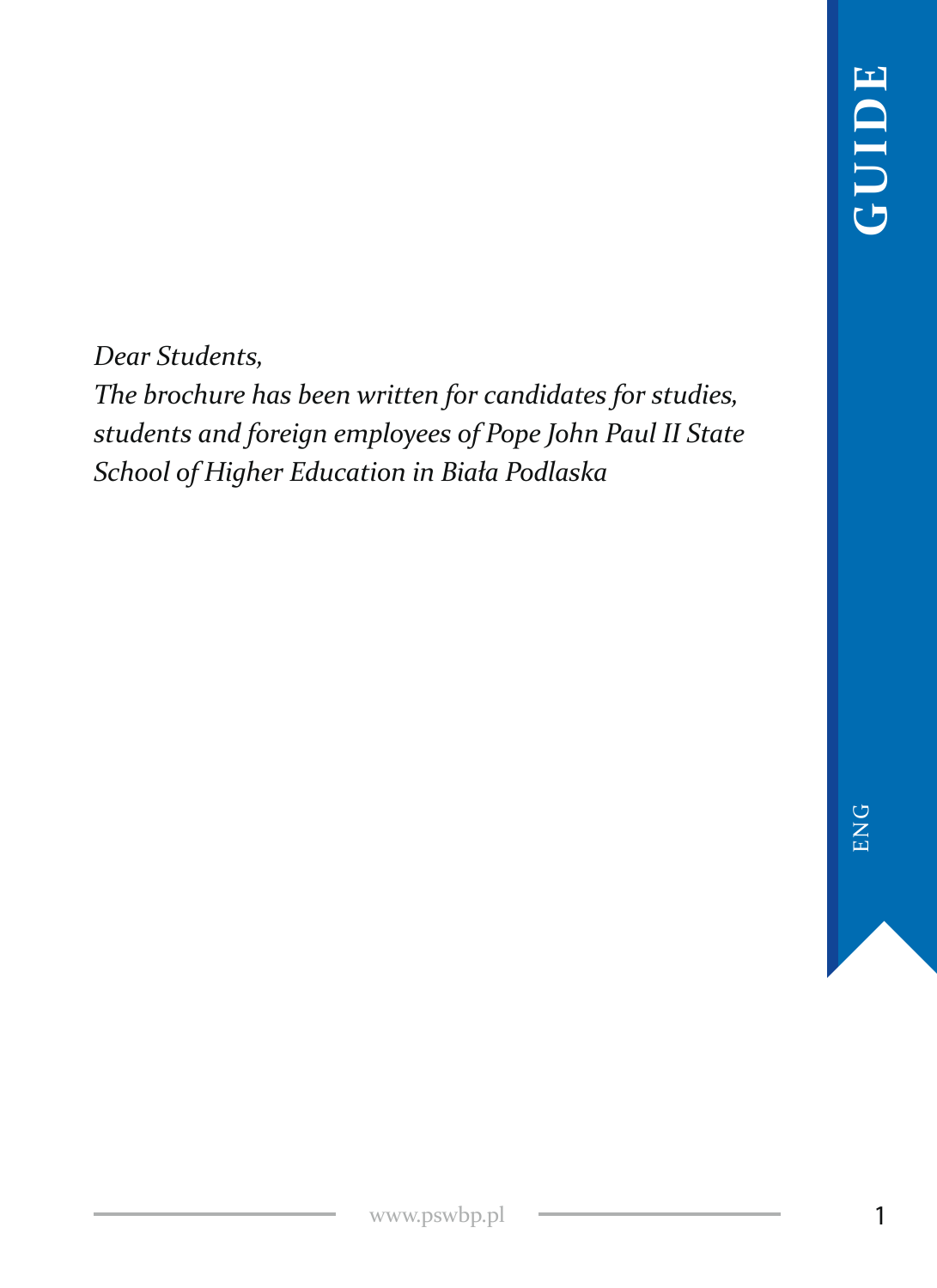*Dear Students,*
*The brochure has been written for candidates for studies, students and foreign employees of Pope John Paul II State School of Higher Education in Biała Podlaska*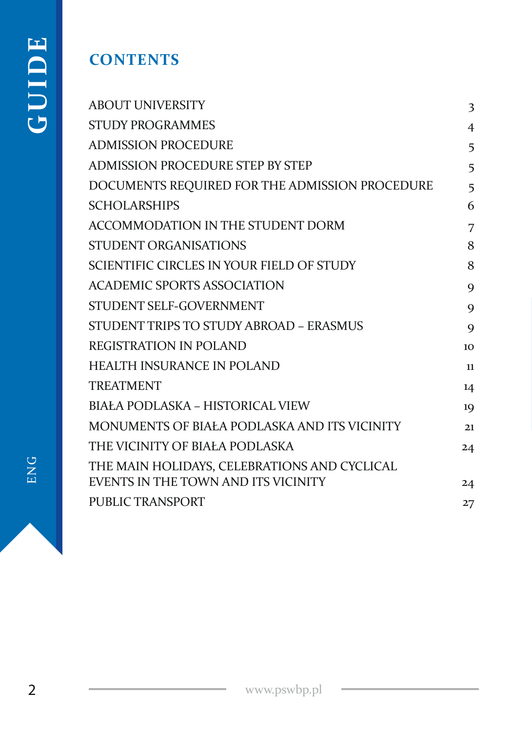## CONTENTS

| | |
|---|---|
| ABOUT UNIVERSITY | 3 |
| STUDY PROGRAMMES | 4 |
| ADMISSION PROCEDURE | 5 |
| ADMISSION PROCEDURE STEP BY STEP | 5 |
| DOCUMENTS REQUIRED FOR THE ADMISSION PROCEDURE | 5 |
| SCHOLARSHIPS | 6 |
| ACCOMMODATION IN THE STUDENT DORM | 7 |
| STUDENT ORGANISATIONS | 8 |
| SCIENTIFIC CIRCLES IN YOUR FIELD OF STUDY | 8 |
| ACADEMIC SPORTS ASSOCIATION | 9 |
| STUDENT SELF-GOVERNMENT | 9 |
| STUDENT TRIPS TO STUDY ABROAD – ERASMUS | 9 |
| REGISTRATION IN POLAND | 10 |
| HEALTH INSURANCE IN POLAND | 11 |
| TREATMENT | 14 |
| BIAŁA PODLASKA – HISTORICAL VIEW | 19 |
| MONUMENTS OF BIAŁA PODLASKA AND ITS VICINITY | 21 |
| THE VICINITY OF BIAŁA PODLASKA | 24 |
| THE MAIN HOLIDAYS, CELEBRATIONS AND CYCLICAL EVENTS IN THE TOWN AND ITS VICINITY | 24 |
| PUBLIC TRANSPORT | 27 |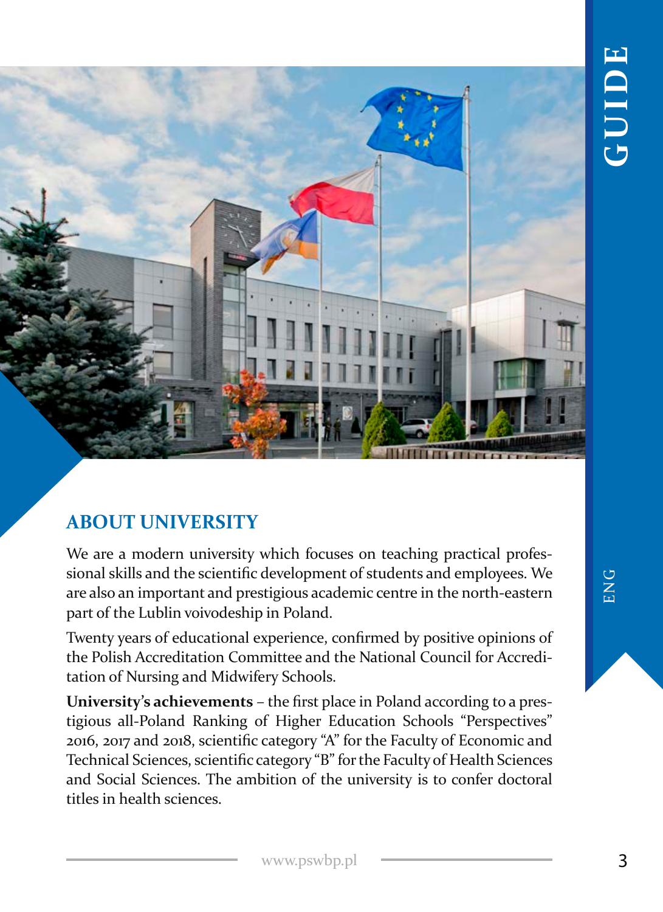## ABOUT UNIVERSITY

We are a modern university which focuses on teaching practical professional skills and the scientific development of students and employees. We are also an important and prestigious academic centre in the north-eastern part of the Lublin voivodeship in Poland.

Twenty years of educational experience, confirmed by positive opinions of the Polish Accreditation Committee and the National Council for Accreditation of Nursing and Midwifery Schools.

**University's achievements** – the first place in Poland according to a prestigious all-Poland Ranking of Higher Education Schools "Perspectives" 2016, 2017 and 2018, scientific category "A" for the Faculty of Economic and Technical Sciences, scientific category "B" for the Faculty of Health Sciences and Social Sciences. The ambition of the university is to confer doctoral titles in health sciences.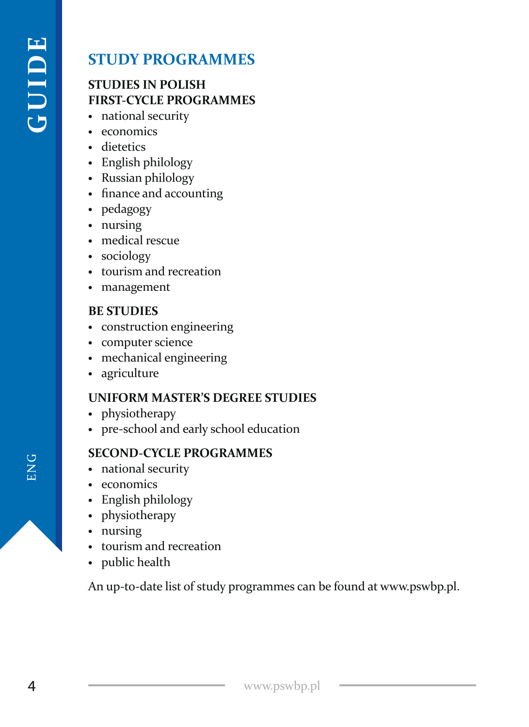# STUDY PROGRAMMES

## STUDIES IN POLISH

### FIRST-CYCLE PROGRAMMES

- national security
- economics
- dietetics
- English philology
- Russian philology
- finance and accounting
- pedagogy
- nursing
- medical rescue
- sociology
- tourism and recreation
- management

### BE STUDIES

- construction engineering
- computer science
- mechanical engineering
- agriculture

### UNIFORM MASTER'S DEGREE STUDIES

- physiotherapy
- pre-school and early school education

### SECOND-CYCLE PROGRAMMES

- national security
- economics
- English philology
- physiotherapy
- nursing
- tourism and recreation
- public health

An up-to-date list of study programmes can be found at www.pswbp.pl.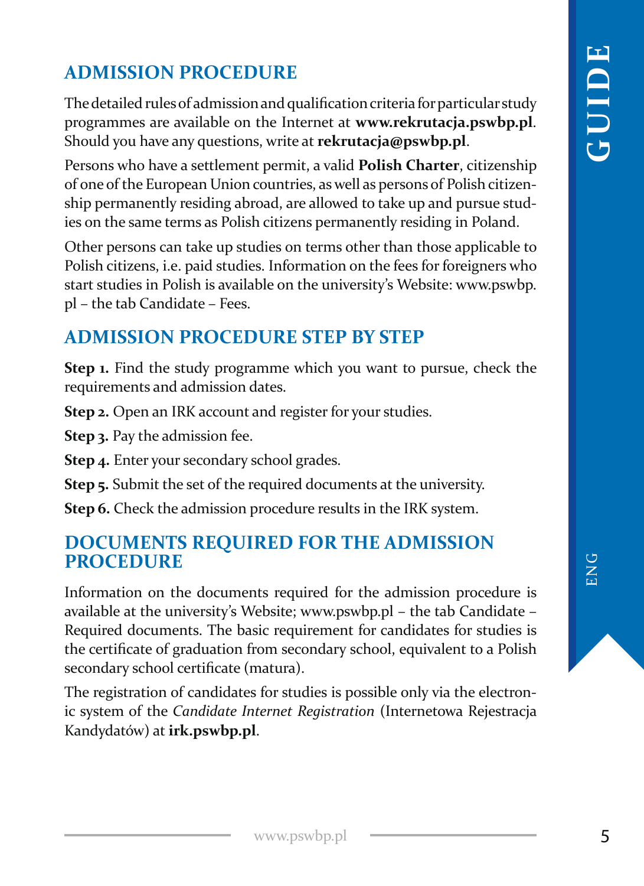## ADMISSION PROCEDURE

The detailed rules of admission and qualification criteria for particular study programmes are available on the Internet at **www.rekrutacja.pswbp.pl**. Should you have any questions, write at **rekrutacja@pswbp.pl**.

Persons who have a settlement permit, a valid **Polish Charter**, citizenship of one of the European Union countries, as well as persons of Polish citizenship permanently residing abroad, are allowed to take up and pursue studies on the same terms as Polish citizens permanently residing in Poland.

Other persons can take up studies on terms other than those applicable to Polish citizens, i.e. paid studies. Information on the fees for foreigners who start studies in Polish is available on the university's Website: www.pswbp.pl – the tab Candidate – Fees.

## ADMISSION PROCEDURE STEP BY STEP

**Step 1.** Find the study programme which you want to pursue, check the requirements and admission dates.

**Step 2.** Open an IRK account and register for your studies.

**Step 3.** Pay the admission fee.

**Step 4.** Enter your secondary school grades.

**Step 5.** Submit the set of the required documents at the university.

**Step 6.** Check the admission procedure results in the IRK system.

## DOCUMENTS REQUIRED FOR THE ADMISSION PROCEDURE

Information on the documents required for the admission procedure is available at the university's Website; www.pswbp.pl – the tab Candidate – Required documents. The basic requirement for candidates for studies is the certificate of graduation from secondary school, equivalent to a Polish secondary school certificate (matura).

The registration of candidates for studies is possible only via the electronic system of the *Candidate Internet Registration* (Internetowa Rejestracja Kandydatów) at **irk.pswbp.pl**.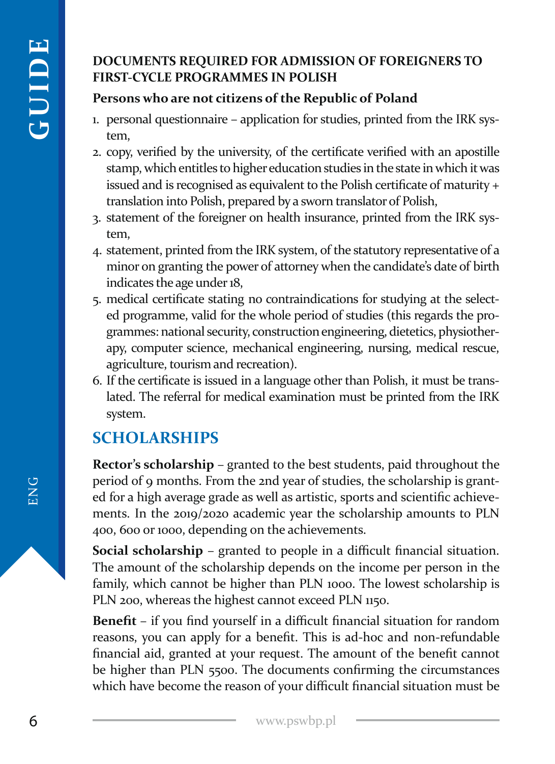**DOCUMENTS REQUIRED FOR ADMISSION OF FOREIGNERS TO FIRST-CYCLE PROGRAMMES IN POLISH**

**Persons who are not citizens of the Republic of Poland**

1. personal questionnaire – application for studies, printed from the IRK system,
2. copy, verified by the university, of the certificate verified with an apostille stamp, which entitles to higher education studies in the state in which it was issued and is recognised as equivalent to the Polish certificate of maturity + translation into Polish, prepared by a sworn translator of Polish,
3. statement of the foreigner on health insurance, printed from the IRK system,
4. statement, printed from the IRK system, of the statutory representative of a minor on granting the power of attorney when the candidate's date of birth indicates the age under 18,
5. medical certificate stating no contraindications for studying at the selected programme, valid for the whole period of studies (this regards the programmes: national security, construction engineering, dietetics, physiotherapy, computer science, mechanical engineering, nursing, medical rescue, agriculture, tourism and recreation).
6. If the certificate is issued in a language other than Polish, it must be translated. The referral for medical examination must be printed from the IRK system.

## SCHOLARSHIPS

**Rector's scholarship** – granted to the best students, paid throughout the period of 9 months. From the 2nd year of studies, the scholarship is granted for a high average grade as well as artistic, sports and scientific achievements. In the 2019/2020 academic year the scholarship amounts to PLN 400, 600 or 1000, depending on the achievements.

**Social scholarship** – granted to people in a difficult financial situation. The amount of the scholarship depends on the income per person in the family, which cannot be higher than PLN 1000. The lowest scholarship is PLN 200, whereas the highest cannot exceed PLN 1150.

**Benefit** – if you find yourself in a difficult financial situation for random reasons, you can apply for a benefit. This is ad-hoc and non-refundable financial aid, granted at your request. The amount of the benefit cannot be higher than PLN 5500. The documents confirming the circumstances which have become the reason of your difficult financial situation must be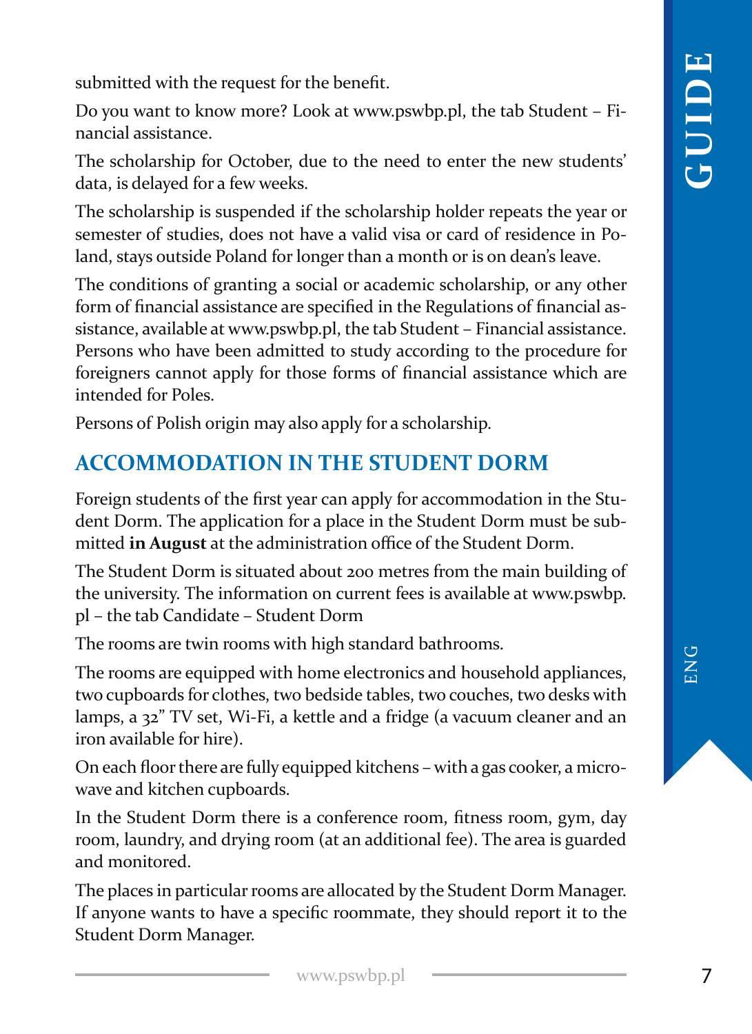submitted with the request for the benefit.

Do you want to know more? Look at www.pswbp.pl, the tab Student – Financial assistance.

The scholarship for October, due to the need to enter the new students' data, is delayed for a few weeks.

The scholarship is suspended if the scholarship holder repeats the year or semester of studies, does not have a valid visa or card of residence in Poland, stays outside Poland for longer than a month or is on dean's leave.

The conditions of granting a social or academic scholarship, or any other form of financial assistance are specified in the Regulations of financial assistance, available at www.pswbp.pl, the tab Student – Financial assistance. Persons who have been admitted to study according to the procedure for foreigners cannot apply for those forms of financial assistance which are intended for Poles.

Persons of Polish origin may also apply for a scholarship.

## ACCOMMODATION IN THE STUDENT DORM

Foreign students of the first year can apply for accommodation in the Student Dorm. The application for a place in the Student Dorm must be submitted **in August** at the administration office of the Student Dorm.

The Student Dorm is situated about 200 metres from the main building of the university. The information on current fees is available at www.pswbp.pl – the tab Candidate – Student Dorm

The rooms are twin rooms with high standard bathrooms.

The rooms are equipped with home electronics and household appliances, two cupboards for clothes, two bedside tables, two couches, two desks with lamps, a 32" TV set, Wi-Fi, a kettle and a fridge (a vacuum cleaner and an iron available for hire).

On each floor there are fully equipped kitchens – with a gas cooker, a microwave and kitchen cupboards.

In the Student Dorm there is a conference room, fitness room, gym, day room, laundry, and drying room (at an additional fee). The area is guarded and monitored.

The places in particular rooms are allocated by the Student Dorm Manager. If anyone wants to have a specific roommate, they should report it to the Student Dorm Manager.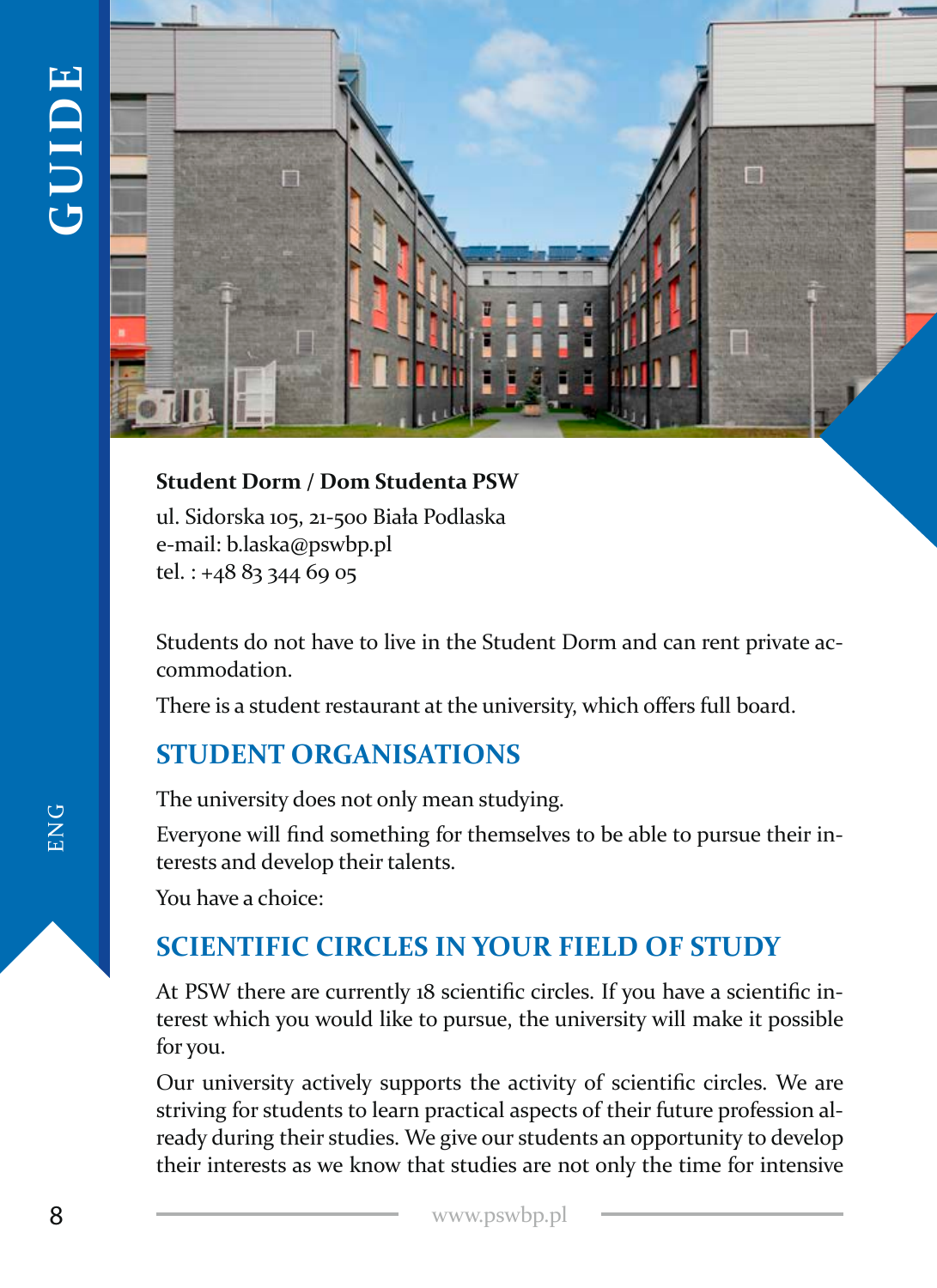**Student Dorm / Dom Studenta PSW**

ul. Sidorska 105, 21-500 Biała Podlaska
e-mail: b.laska@pswbp.pl
tel. : +48 83 344 69 05

Students do not have to live in the Student Dorm and can rent private accommodation.

There is a student restaurant at the university, which offers full board.

## STUDENT ORGANISATIONS

The university does not only mean studying.

Everyone will find something for themselves to be able to pursue their interests and develop their talents.

You have a choice:

## SCIENTIFIC CIRCLES IN YOUR FIELD OF STUDY

At PSW there are currently 18 scientific circles. If you have a scientific interest which you would like to pursue, the university will make it possible for you.

Our university actively supports the activity of scientific circles. We are striving for students to learn practical aspects of their future profession already during their studies. We give our students an opportunity to develop their interests as we know that studies are not only the time for intensive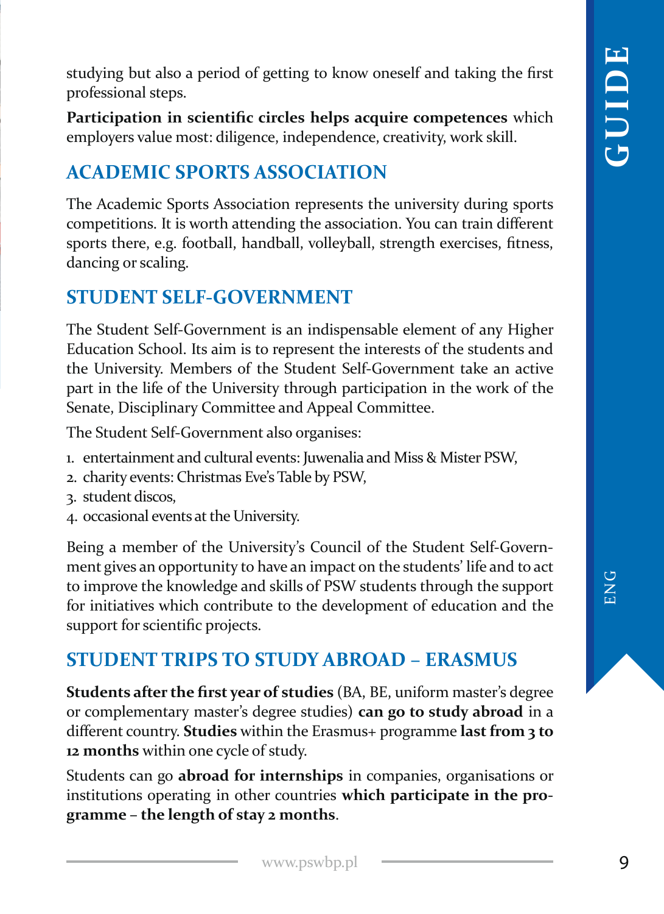studying but also a period of getting to know oneself and taking the first professional steps.

**Participation in scientific circles helps acquire competences** which employers value most: diligence, independence, creativity, work skill.

## ACADEMIC SPORTS ASSOCIATION

The Academic Sports Association represents the university during sports competitions. It is worth attending the association. You can train different sports there, e.g. football, handball, volleyball, strength exercises, fitness, dancing or scaling.

## STUDENT SELF-GOVERNMENT

The Student Self-Government is an indispensable element of any Higher Education School. Its aim is to represent the interests of the students and the University. Members of the Student Self-Government take an active part in the life of the University through participation in the work of the Senate, Disciplinary Committee and Appeal Committee.

The Student Self-Government also organises:

1. entertainment and cultural events: Juwenalia and Miss & Mister PSW,
2. charity events: Christmas Eve's Table by PSW,
3. student discos,
4. occasional events at the University.

Being a member of the University's Council of the Student Self-Government gives an opportunity to have an impact on the students' life and to act to improve the knowledge and skills of PSW students through the support for initiatives which contribute to the development of education and the support for scientific projects.

## STUDENT TRIPS TO STUDY ABROAD – ERASMUS

**Students after the first year of studies** (BA, BE, uniform master's degree or complementary master's degree studies) **can go to study abroad** in a different country. **Studies** within the Erasmus+ programme **last from 3 to 12 months** within one cycle of study.

Students can go **abroad for internships** in companies, organisations or institutions operating in other countries **which participate in the programme – the length of stay 2 months**.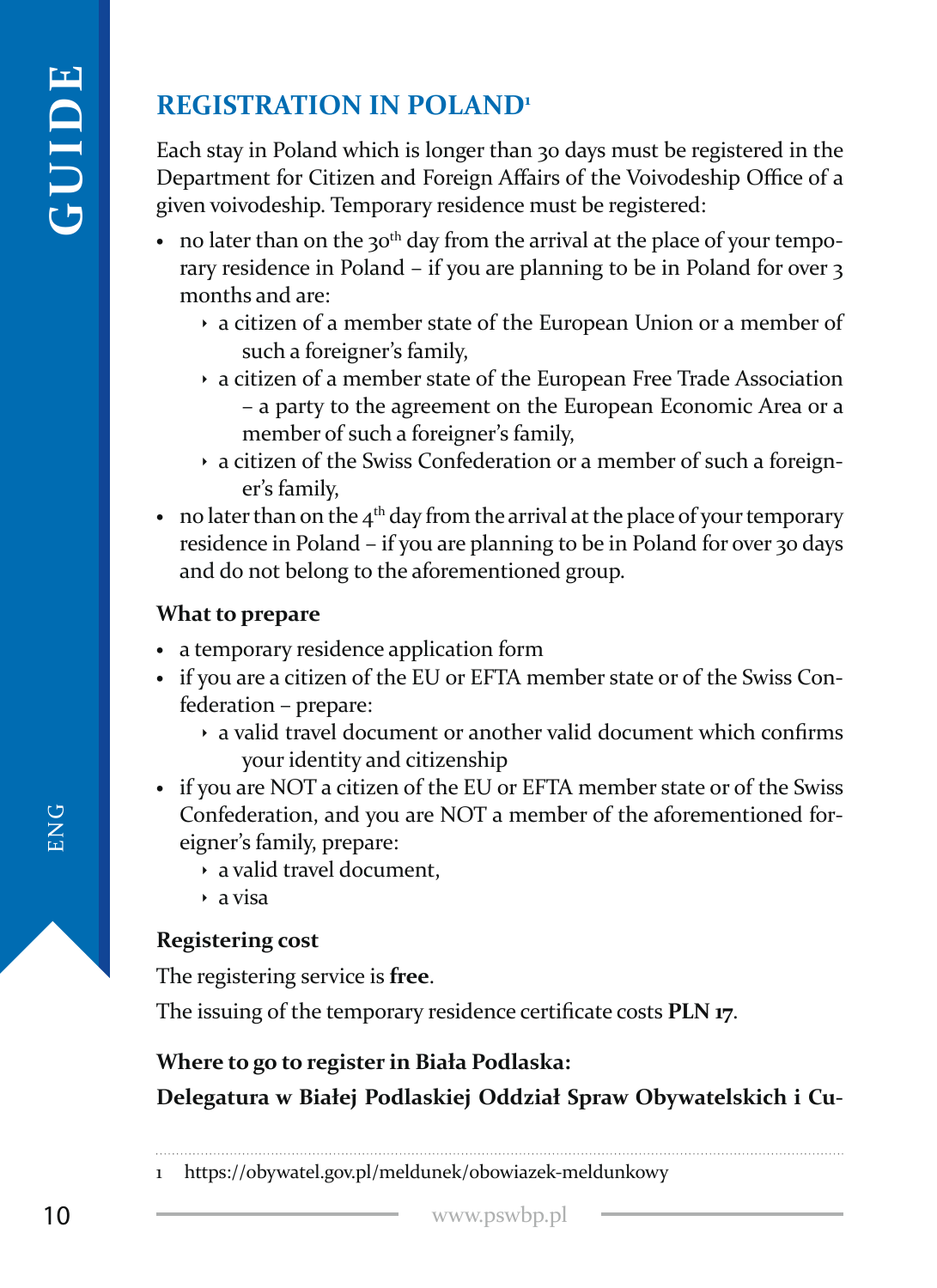## REGISTRATION IN POLAND[1]

Each stay in Poland which is longer than 30 days must be registered in the Department for Citizen and Foreign Affairs of the Voivodeship Office of a given voivodeship. Temporary residence must be registered:

- no later than on the 30th day from the arrival at the place of your temporary residence in Poland – if you are planning to be in Poland for over 3 months and are:
  - a citizen of a member state of the European Union or a member of such a foreigner's family,
  - a citizen of a member state of the European Free Trade Association – a party to the agreement on the European Economic Area or a member of such a foreigner's family,
  - a citizen of the Swiss Confederation or a member of such a foreigner's family,
- no later than on the 4th day from the arrival at the place of your temporary residence in Poland – if you are planning to be in Poland for over 30 days and do not belong to the aforementioned group.

**What to prepare**

- a temporary residence application form
- if you are a citizen of the EU or EFTA member state or of the Swiss Confederation – prepare:
  - a valid travel document or another valid document which confirms your identity and citizenship
- if you are NOT a citizen of the EU or EFTA member state or of the Swiss Confederation, and you are NOT a member of the aforementioned foreigner's family, prepare:
  - a valid travel document,
  - a visa

**Registering cost**

The registering service is **free**.

The issuing of the temporary residence certificate costs **PLN 17**.

**Where to go to register in Biała Podlaska:**

**Delegatura w Białej Podlaskiej Oddział Spraw Obywatelskich i Cu-**

[1] https://obywatel.gov.pl/meldunek/obowiazek-meldunkowy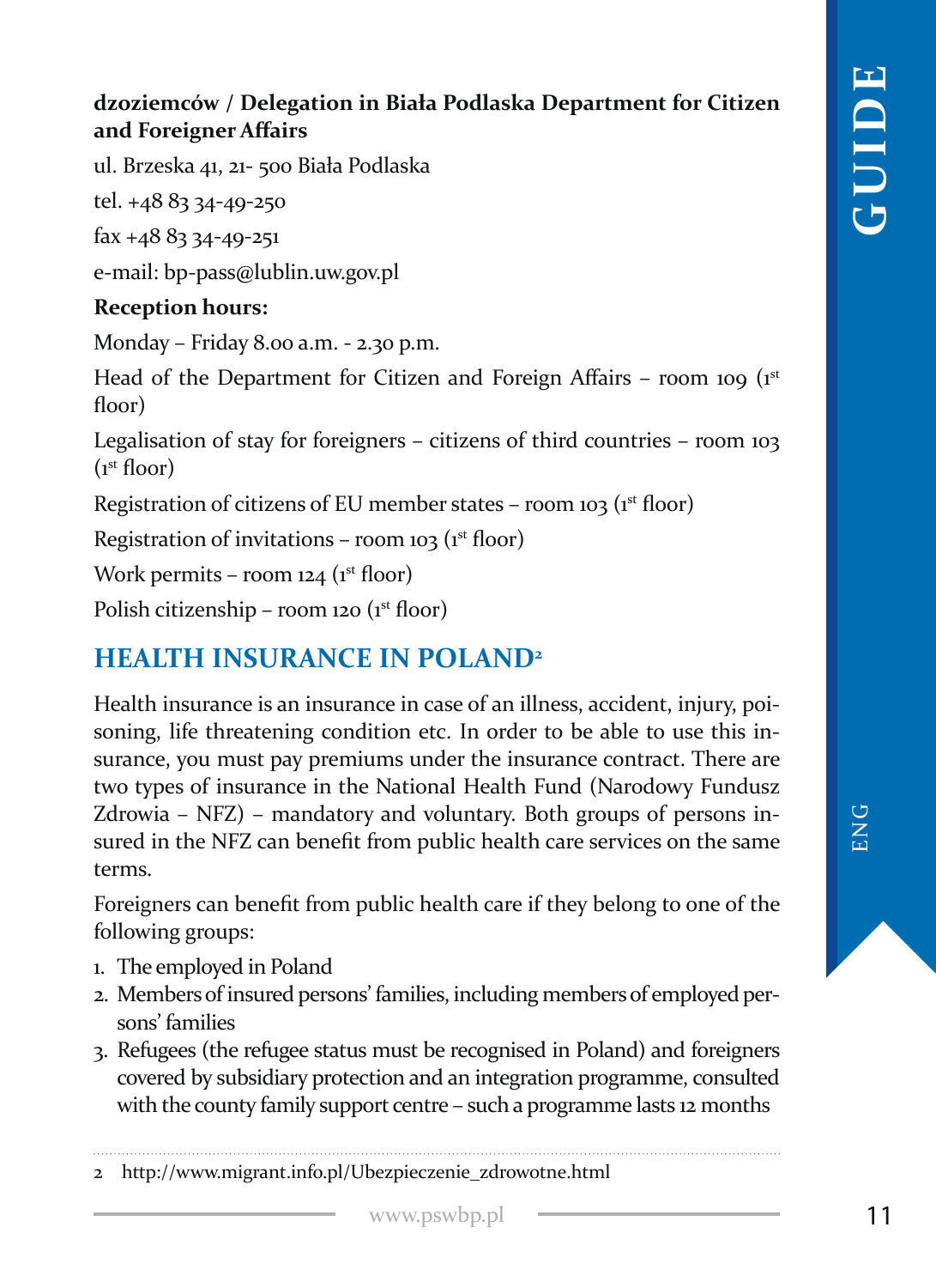**dzoziemców / Delegation in Biała Podlaska Department for Citizen and Foreigner Affairs**

ul. Brzeska 41, 21- 500 Biała Podlaska

tel. +48 83 34-49-250

fax +48 83 34-49-251

e-mail: bp-pass@lublin.uw.gov.pl

**Reception hours:**

Monday – Friday 8.00 a.m. - 2.30 p.m.

Head of the Department for Citizen and Foreign Affairs – room 109 (1st floor)

Legalisation of stay for foreigners – citizens of third countries – room 103 (1st floor)

Registration of citizens of EU member states – room 103 (1st floor)

Registration of invitations – room 103 (1st floor)

Work permits – room 124 (1st floor)

Polish citizenship – room 120 (1st floor)

## HEALTH INSURANCE IN POLAND[2]

Health insurance is an insurance in case of an illness, accident, injury, poisoning, life threatening condition etc. In order to be able to use this insurance, you must pay premiums under the insurance contract. There are two types of insurance in the National Health Fund (Narodowy Fundusz Zdrowia – NFZ) – mandatory and voluntary. Both groups of persons insured in the NFZ can benefit from public health care services on the same terms.

Foreigners can benefit from public health care if they belong to one of the following groups:

1. The employed in Poland
2. Members of insured persons' families, including members of employed persons' families
3. Refugees (the refugee status must be recognised in Poland) and foreigners covered by subsidiary protection and an integration programme, consulted with the county family support centre – such a programme lasts 12 months

---

2 http://www.migrant.info.pl/Ubezpieczenie_zdrowotne.html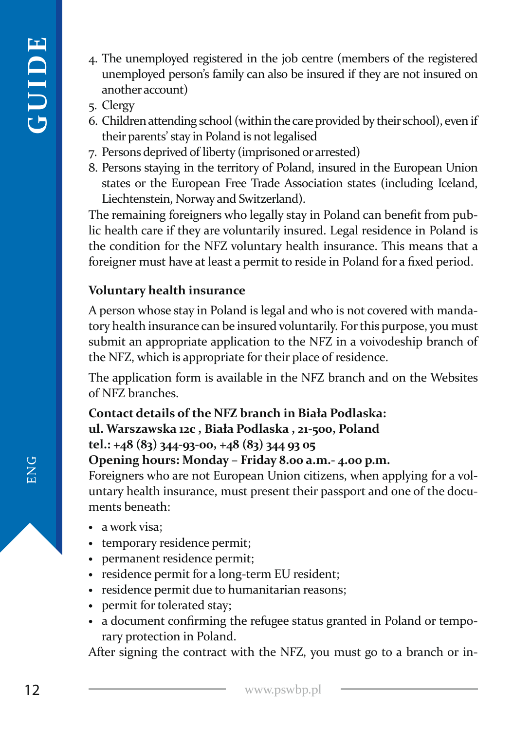4. The unemployed registered in the job centre (members of the registered unemployed person's family can also be insured if they are not insured on another account)
5. Clergy
6. Children attending school (within the care provided by their school), even if their parents' stay in Poland is not legalised
7. Persons deprived of liberty (imprisoned or arrested)
8. Persons staying in the territory of Poland, insured in the European Union states or the European Free Trade Association states (including Iceland, Liechtenstein, Norway and Switzerland).

The remaining foreigners who legally stay in Poland can benefit from public health care if they are voluntarily insured. Legal residence in Poland is the condition for the NFZ voluntary health insurance. This means that a foreigner must have at least a permit to reside in Poland for a fixed period.

**Voluntary health insurance**

A person whose stay in Poland is legal and who is not covered with mandatory health insurance can be insured voluntarily. For this purpose, you must submit an appropriate application to the NFZ in a voivodeship branch of the NFZ, which is appropriate for their place of residence.

The application form is available in the NFZ branch and on the Websites of NFZ branches.

**Contact details of the NFZ branch in Biała Podlaska:**
**ul. Warszawska 12c , Biała Podlaska , 21-500, Poland**
**tel.: +48 (83) 344-93-00, +48 (83) 344 93 05**
**Opening hours: Monday – Friday 8.00 a.m.- 4.00 p.m.**

Foreigners who are not European Union citizens, when applying for a voluntary health insurance, must present their passport and one of the documents beneath:

- a work visa;
- temporary residence permit;
- permanent residence permit;
- residence permit for a long-term EU resident;
- residence permit due to humanitarian reasons;
- permit for tolerated stay;
- a document confirming the refugee status granted in Poland or temporary protection in Poland.

After signing the contract with the NFZ, you must go to a branch or in-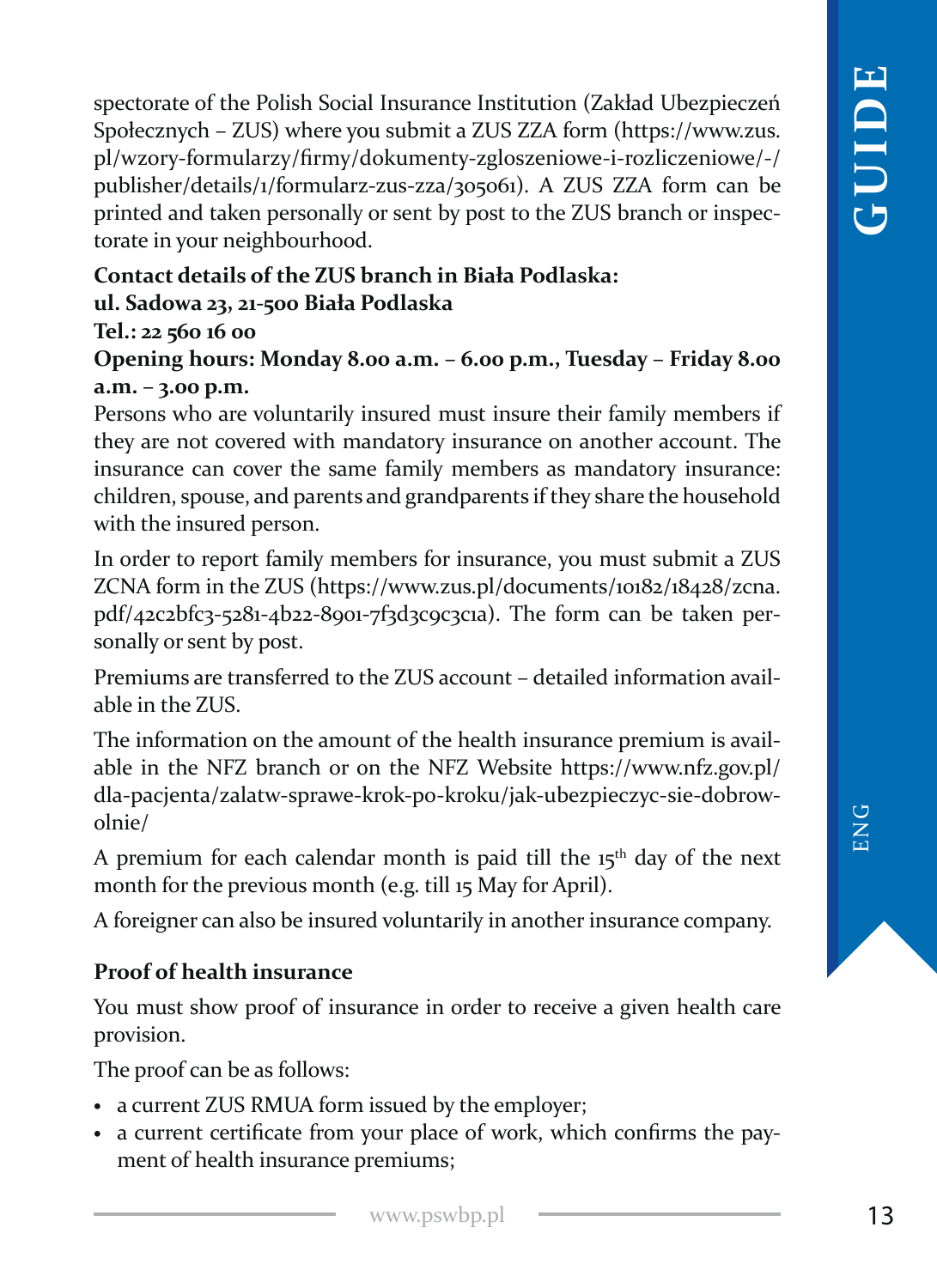spectorate of the Polish Social Insurance Institution (Zakład Ubezpieczeń Społecznych – ZUS) where you submit a ZUS ZZA form (https://www.zus.pl/wzory-formularzy/firmy/dokumenty-zgloszeniowe-i-rozliczeniowe/-/publisher/details/1/formularz-zus-zza/305061). A ZUS ZZA form can be printed and taken personally or sent by post to the ZUS branch or inspectorate in your neighbourhood.

**Contact details of the ZUS branch in Biała Podlaska:**
**ul. Sadowa 23, 21-500 Biała Podlaska**
**Tel.: 22 560 16 00**
**Opening hours: Monday 8.00 a.m. – 6.00 p.m., Tuesday – Friday 8.00 a.m. – 3.00 p.m.**

Persons who are voluntarily insured must insure their family members if they are not covered with mandatory insurance on another account. The insurance can cover the same family members as mandatory insurance: children, spouse, and parents and grandparents if they share the household with the insured person.

In order to report family members for insurance, you must submit a ZUS ZCNA form in the ZUS (https://www.zus.pl/documents/10182/18428/zcna.pdf/42c2bfc3-5281-4b22-8901-7f3d3c9c3c1a). The form can be taken personally or sent by post.

Premiums are transferred to the ZUS account – detailed information available in the ZUS.

The information on the amount of the health insurance premium is available in the NFZ branch or on the NFZ Website https://www.nfz.gov.pl/dla-pacjenta/zalatw-sprawe-krok-po-kroku/jak-ubezpieczyc-sie-dobrowolnie/

A premium for each calendar month is paid till the 15th day of the next month for the previous month (e.g. till 15 May for April).

A foreigner can also be insured voluntarily in another insurance company.

### Proof of health insurance

You must show proof of insurance in order to receive a given health care provision.

The proof can be as follows:

- a current ZUS RMUA form issued by the employer;
- a current certificate from your place of work, which confirms the payment of health insurance premiums;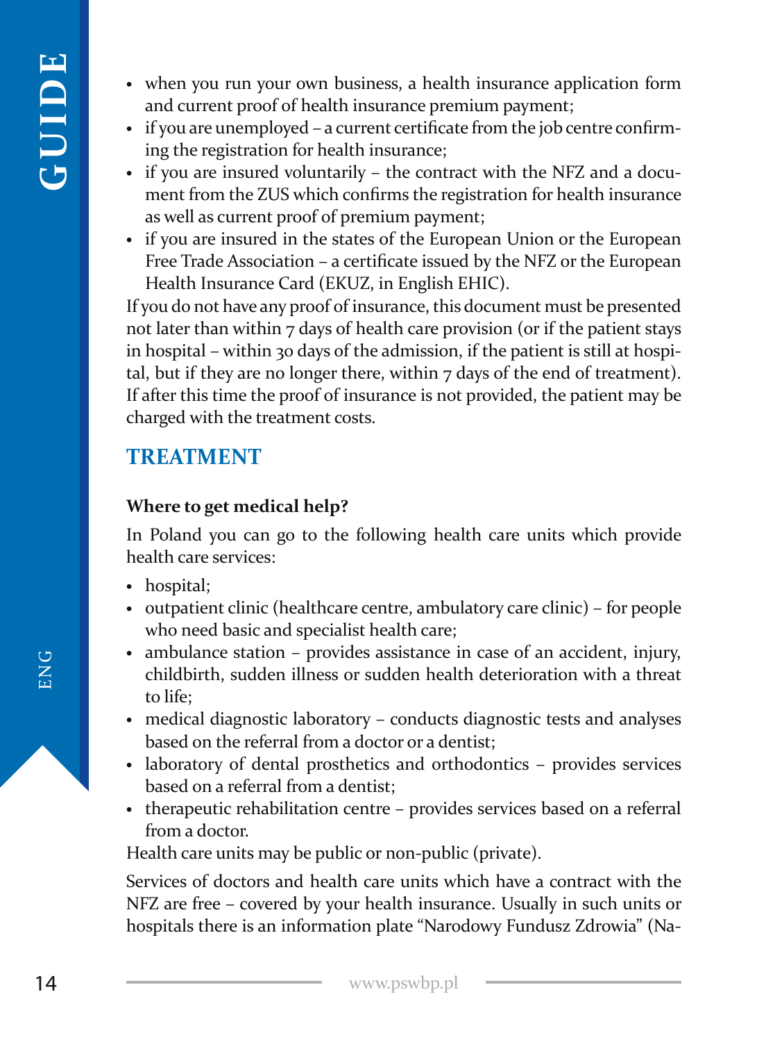- when you run your own business, a health insurance application form and current proof of health insurance premium payment;
- if you are unemployed – a current certificate from the job centre confirming the registration for health insurance;
- if you are insured voluntarily – the contract with the NFZ and a document from the ZUS which confirms the registration for health insurance as well as current proof of premium payment;
- if you are insured in the states of the European Union or the European Free Trade Association – a certificate issued by the NFZ or the European Health Insurance Card (EKUZ, in English EHIC).

If you do not have any proof of insurance, this document must be presented not later than within 7 days of health care provision (or if the patient stays in hospital – within 30 days of the admission, if the patient is still at hospital, but if they are no longer there, within 7 days of the end of treatment). If after this time the proof of insurance is not provided, the patient may be charged with the treatment costs.

## TREATMENT

### Where to get medical help?

In Poland you can go to the following health care units which provide health care services:

- hospital;
- outpatient clinic (healthcare centre, ambulatory care clinic) – for people who need basic and specialist health care;
- ambulance station – provides assistance in case of an accident, injury, childbirth, sudden illness or sudden health deterioration with a threat to life;
- medical diagnostic laboratory – conducts diagnostic tests and analyses based on the referral from a doctor or a dentist;
- laboratory of dental prosthetics and orthodontics – provides services based on a referral from a dentist;
- therapeutic rehabilitation centre – provides services based on a referral from a doctor.

Health care units may be public or non-public (private).

Services of doctors and health care units which have a contract with the NFZ are free – covered by your health insurance. Usually in such units or hospitals there is an information plate "Narodowy Fundusz Zdrowia" (Na-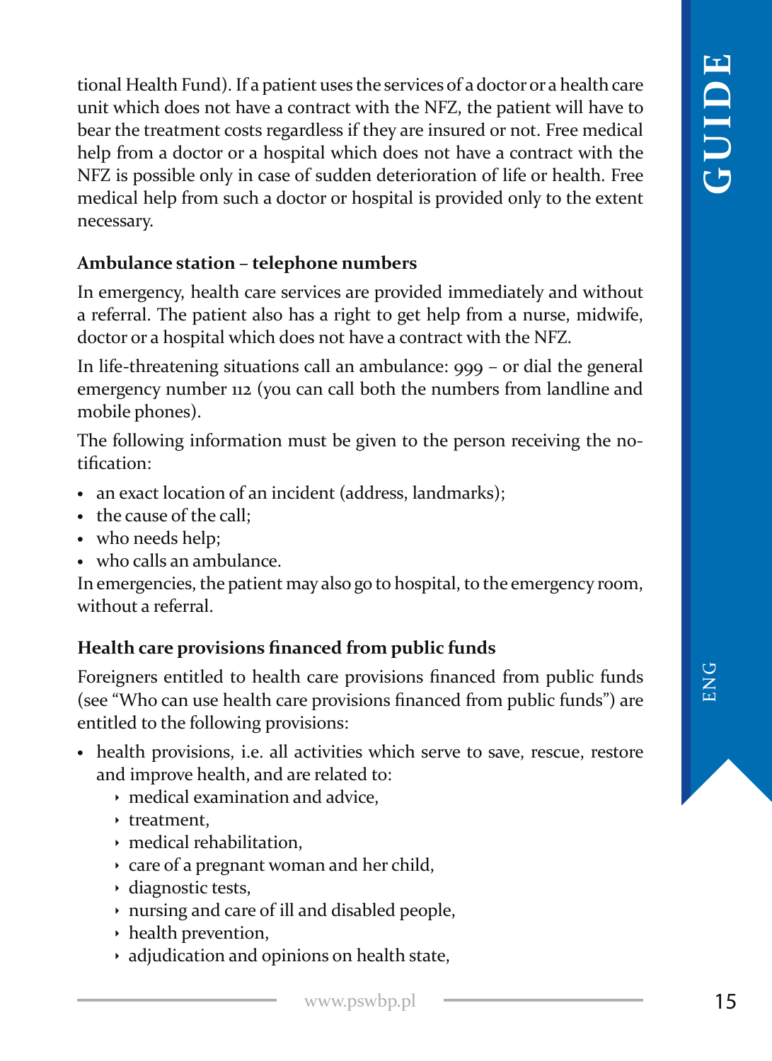tional Health Fund). If a patient uses the services of a doctor or a health care unit which does not have a contract with the NFZ, the patient will have to bear the treatment costs regardless if they are insured or not. Free medical help from a doctor or a hospital which does not have a contract with the NFZ is possible only in case of sudden deterioration of life or health. Free medical help from such a doctor or hospital is provided only to the extent necessary.

### Ambulance station – telephone numbers

In emergency, health care services are provided immediately and without a referral. The patient also has a right to get help from a nurse, midwife, doctor or a hospital which does not have a contract with the NFZ.

In life-threatening situations call an ambulance: 999 – or dial the general emergency number 112 (you can call both the numbers from landline and mobile phones).

The following information must be given to the person receiving the notification:

- an exact location of an incident (address, landmarks);
- the cause of the call;
- who needs help;
- who calls an ambulance.

In emergencies, the patient may also go to hospital, to the emergency room, without a referral.

### Health care provisions financed from public funds

Foreigners entitled to health care provisions financed from public funds (see "Who can use health care provisions financed from public funds") are entitled to the following provisions:

- health provisions, i.e. all activities which serve to save, rescue, restore and improve health, and are related to:
  - medical examination and advice,
  - treatment,
  - medical rehabilitation,
  - care of a pregnant woman and her child,
  - diagnostic tests,
  - nursing and care of ill and disabled people,
  - health prevention,
  - adjudication and opinions on health state,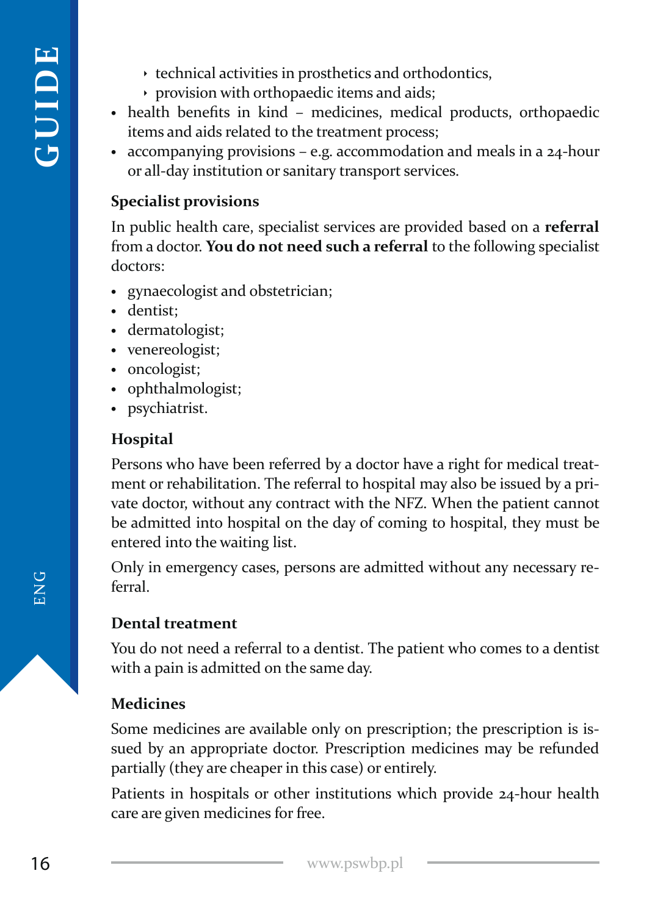- technical activities in prosthetics and orthodontics,
    - provision with orthopaedic items and aids;
- health benefits in kind – medicines, medical products, orthopaedic items and aids related to the treatment process;
- accompanying provisions – e.g. accommodation and meals in a 24-hour or all-day institution or sanitary transport services.

### Specialist provisions

In public health care, specialist services are provided based on a **referral** from a doctor. **You do not need such a referral** to the following specialist doctors:

- gynaecologist and obstetrician;
- dentist;
- dermatologist;
- venereologist;
- oncologist;
- ophthalmologist;
- psychiatrist.

### Hospital

Persons who have been referred by a doctor have a right for medical treatment or rehabilitation. The referral to hospital may also be issued by a private doctor, without any contract with the NFZ. When the patient cannot be admitted into hospital on the day of coming to hospital, they must be entered into the waiting list.

Only in emergency cases, persons are admitted without any necessary referral.

### Dental treatment

You do not need a referral to a dentist. The patient who comes to a dentist with a pain is admitted on the same day.

### Medicines

Some medicines are available only on prescription; the prescription is issued by an appropriate doctor. Prescription medicines may be refunded partially (they are cheaper in this case) or entirely.

Patients in hospitals or other institutions which provide 24-hour health care are given medicines for free.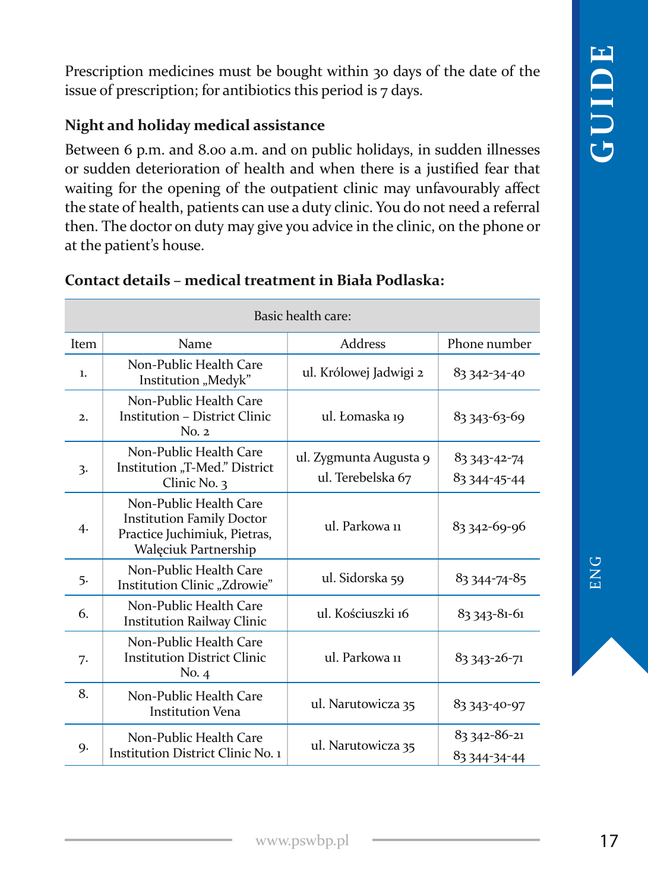Prescription medicines must be bought within 30 days of the date of the issue of prescription; for antibiotics this period is 7 days.

**Night and holiday medical assistance**

Between 6 p.m. and 8.00 a.m. and on public holidays, in sudden illnesses or sudden deterioration of health and when there is a justified fear that waiting for the opening of the outpatient clinic may unfavourably affect the state of health, patients can use a duty clinic. You do not need a referral then. The doctor on duty may give you advice in the clinic, on the phone or at the patient's house.

**Contact details – medical treatment in Biała Podlaska:**

| Basic health care: | | | |
|---|---|---|---|
| Item | Name | Address | Phone number |
| 1. | Non-Public Health Care Institution „Medyk" | ul. Królowej Jadwigi 2 | 83 342-34-40 |
| 2. | Non-Public Health Care Institution – District Clinic No. 2 | ul. Łomaska 19 | 83 343-63-69 |
| 3. | Non-Public Health Care Institution „T-Med." District Clinic No. 3 | ul. Zygmunta Augusta 9<br>ul. Terebelska 67 | 83 343-42-74<br>83 344-45-44 |
| 4. | Non-Public Health Care Institution Family Doctor Practice Juchimiuk, Pietras, Walęciuk Partnership | ul. Parkowa 11 | 83 342-69-96 |
| 5. | Non-Public Health Care Institution Clinic „Zdrowie" | ul. Sidorska 59 | 83 344-74-85 |
| 6. | Non-Public Health Care Institution Railway Clinic | ul. Kościuszki 16 | 83 343-81-61 |
| 7. | Non-Public Health Care Institution District Clinic No. 4 | ul. Parkowa 11 | 83 343-26-71 |
| 8. | Non-Public Health Care Institution Vena | ul. Narutowicza 35 | 83 343-40-97 |
| 9. | Non-Public Health Care Institution District Clinic No. 1 | ul. Narutowicza 35 | 83 342-86-21<br>83 344-34-44 |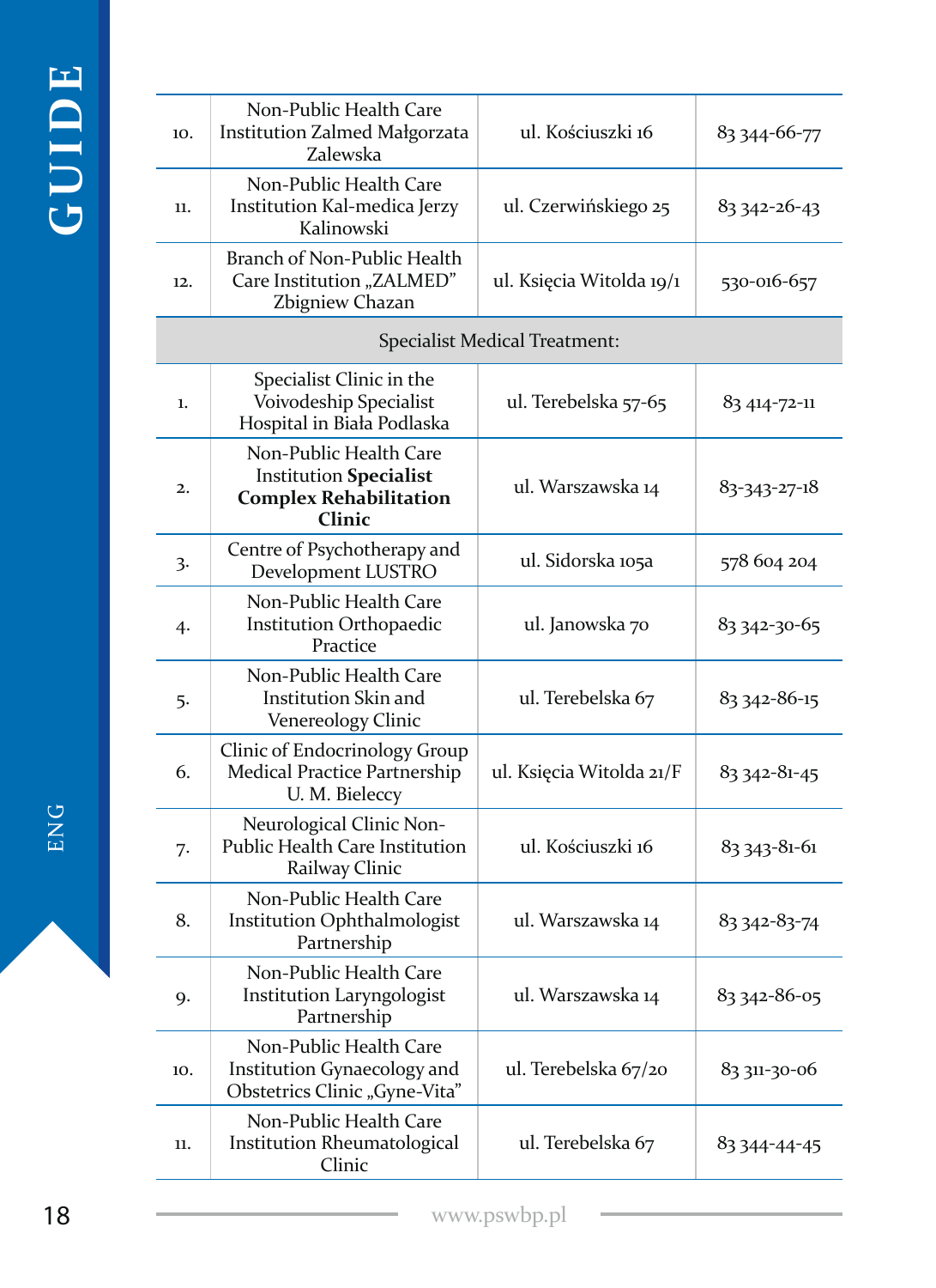| | | | |
|---|---|---|---|
| 10. | Non-Public Health Care Institution Zalmed Małgorzata Zalewska | ul. Kościuszki 16 | 83 344-66-77 |
| 11. | Non-Public Health Care Institution Kal-medica Jerzy Kalinowski | ul. Czerwińskiego 25 | 83 342-26-43 |
| 12. | Branch of Non-Public Health Care Institution „ZALMED" Zbigniew Chazan | ul. Księcia Witolda 19/1 | 530-016-657 |
| Specialist Medical Treatment: | | | |
| 1. | Specialist Clinic in the Voivodeship Specialist Hospital in Biała Podlaska | ul. Terebelska 57-65 | 83 414-72-11 |
| 2. | Non-Public Health Care Institution **Specialist Complex Rehabilitation Clinic** | ul. Warszawska 14 | 83-343-27-18 |
| 3. | Centre of Psychotherapy and Development LUSTRO | ul. Sidorska 105a | 578 604 204 |
| 4. | Non-Public Health Care Institution Orthopaedic Practice | ul. Janowska 70 | 83 342-30-65 |
| 5. | Non-Public Health Care Institution Skin and Venereology Clinic | ul. Terebelska 67 | 83 342-86-15 |
| 6. | Clinic of Endocrinology Group Medical Practice Partnership U. M. Bieleccy | ul. Księcia Witolda 21/F | 83 342-81-45 |
| 7. | Neurological Clinic Non-Public Health Care Institution Railway Clinic | ul. Kościuszki 16 | 83 343-81-61 |
| 8. | Non-Public Health Care Institution Ophthalmologist Partnership | ul. Warszawska 14 | 83 342-83-74 |
| 9. | Non-Public Health Care Institution Laryngologist Partnership | ul. Warszawska 14 | 83 342-86-05 |
| 10. | Non-Public Health Care Institution Gynaecology and Obstetrics Clinic „Gyne-Vita" | ul. Terebelska 67/20 | 83 311-30-06 |
| 11. | Non-Public Health Care Institution Rheumatological Clinic | ul. Terebelska 67 | 83 344-44-45 |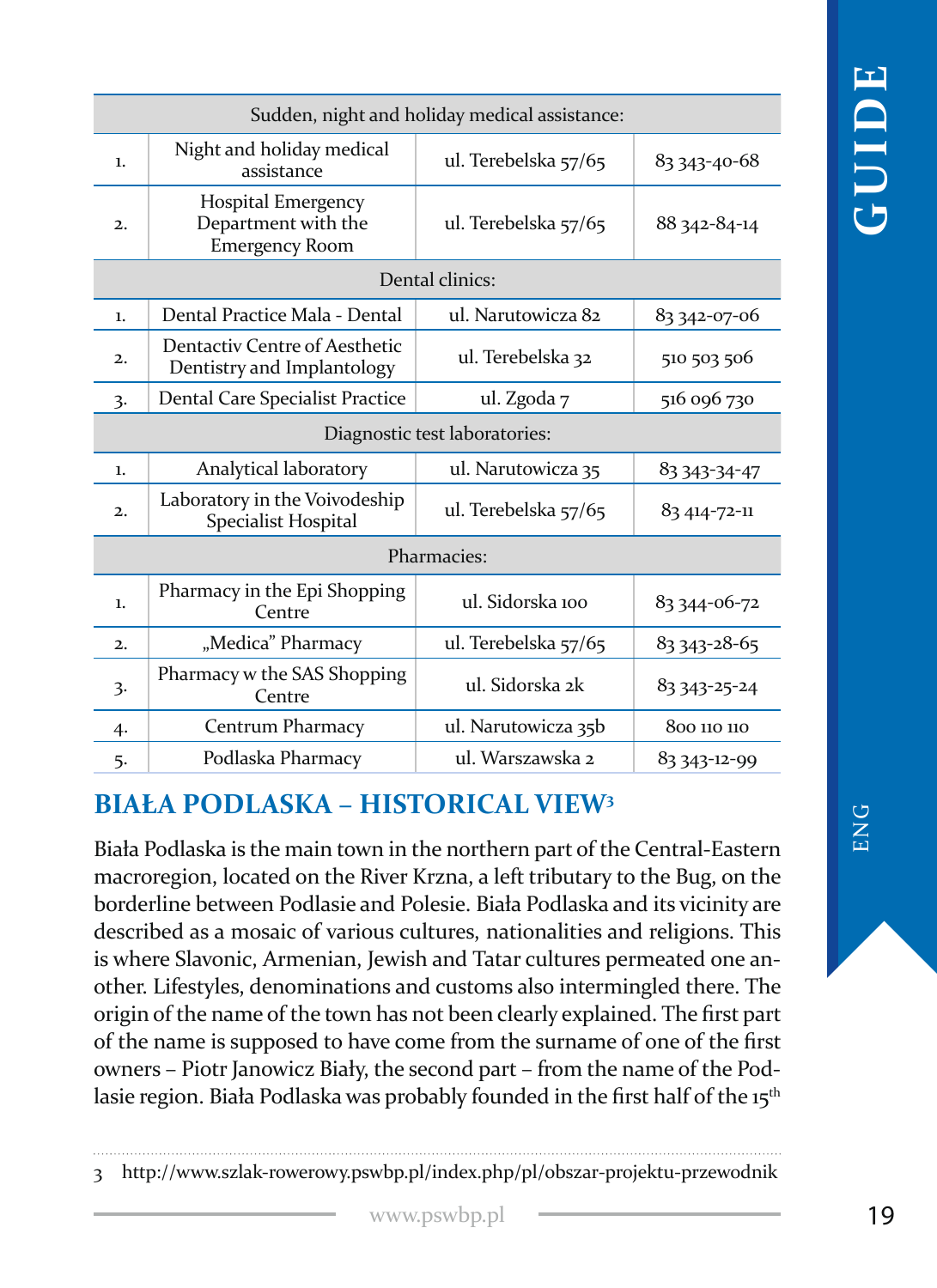| | | | |
|---|---|---|---|
| Sudden, night and holiday medical assistance: | | | |
| 1. | Night and holiday medical assistance | ul. Terebelska 57/65 | 83 343-40-68 |
| 2. | Hospital Emergency Department with the Emergency Room | ul. Terebelska 57/65 | 88 342-84-14 |
| Dental clinics: | | | |
| 1. | Dental Practice Mala - Dental | ul. Narutowicza 82 | 83 342-07-06 |
| 2. | Dentactiv Centre of Aesthetic Dentistry and Implantology | ul. Terebelska 32 | 510 503 506 |
| 3. | Dental Care Specialist Practice | ul. Zgoda 7 | 516 096 730 |
| Diagnostic test laboratories: | | | |
| 1. | Analytical laboratory | ul. Narutowicza 35 | 83 343-34-47 |
| 2. | Laboratory in the Voivodeship Specialist Hospital | ul. Terebelska 57/65 | 83 414-72-11 |
| Pharmacies: | | | |
| 1. | Pharmacy in the Epi Shopping Centre | ul. Sidorska 100 | 83 344-06-72 |
| 2. | „Medica" Pharmacy | ul. Terebelska 57/65 | 83 343-28-65 |
| 3. | Pharmacy w the SAS Shopping Centre | ul. Sidorska 2k | 83 343-25-24 |
| 4. | Centrum Pharmacy | ul. Narutowicza 35b | 800 110 110 |
| 5. | Podlaska Pharmacy | ul. Warszawska 2 | 83 343-12-99 |

## BIAŁA PODLASKA – HISTORICAL VIEW[3]

Biała Podlaska is the main town in the northern part of the Central-Eastern macroregion, located on the River Krzna, a left tributary to the Bug, on the borderline between Podlasie and Polesie. Biała Podlaska and its vicinity are described as a mosaic of various cultures, nationalities and religions. This is where Slavonic, Armenian, Jewish and Tatar cultures permeated one another. Lifestyles, denominations and customs also intermingled there. The origin of the name of the town has not been clearly explained. The first part of the name is supposed to have come from the surname of one of the first owners – Piotr Janowicz Biały, the second part – from the name of the Podlasie region. Biała Podlaska was probably founded in the first half of the 15th

---

3 http://www.szlak-rowerowy.pswbp.pl/index.php/pl/obszar-projektu-przewodnik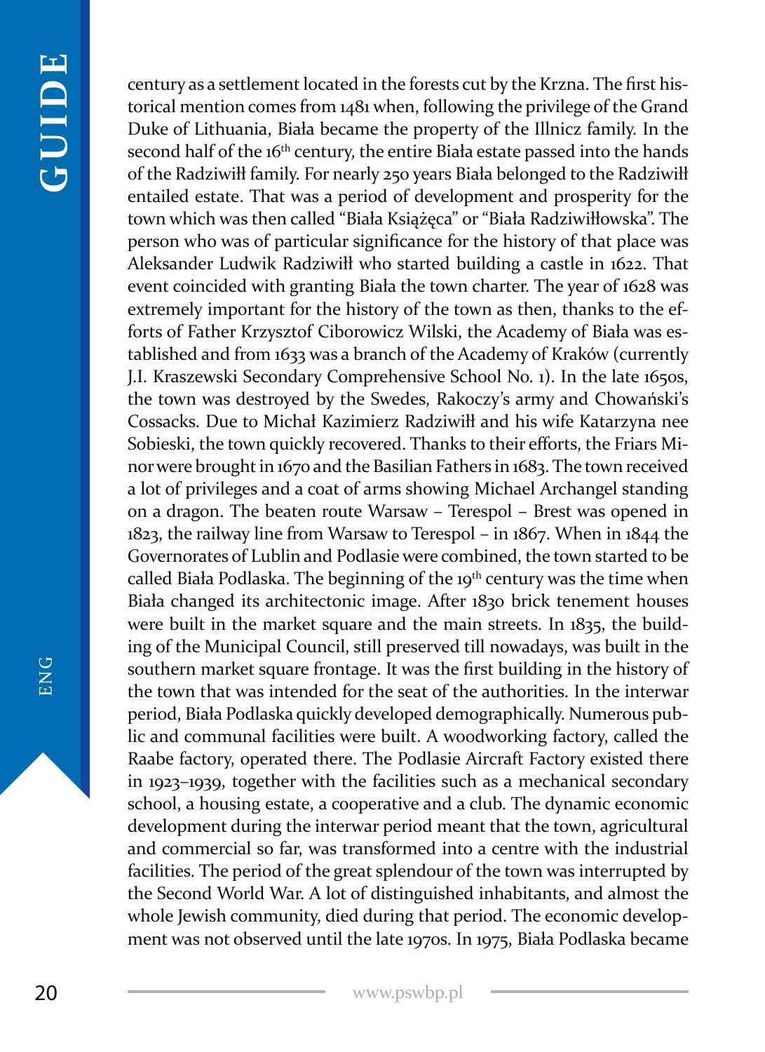century as a settlement located in the forests cut by the Krzna. The first historical mention comes from 1481 when, following the privilege of the Grand Duke of Lithuania, Biała became the property of the Illnicz family. In the second half of the 16th century, the entire Biała estate passed into the hands of the Radziwiłł family. For nearly 250 years Biała belonged to the Radziwiłł entailed estate. That was a period of development and prosperity for the town which was then called "Biała Książęca" or "Biała Radziwiłłowska". The person who was of particular significance for the history of that place was Aleksander Ludwik Radziwiłł who started building a castle in 1622. That event coincided with granting Biała the town charter. The year of 1628 was extremely important for the history of the town as then, thanks to the efforts of Father Krzysztof Ciborowicz Wilski, the Academy of Biała was established and from 1633 was a branch of the Academy of Kraków (currently J.I. Kraszewski Secondary Comprehensive School No. 1). In the late 1650s, the town was destroyed by the Swedes, Rakoczy's army and Chowański's Cossacks. Due to Michał Kazimierz Radziwiłł and his wife Katarzyna nee Sobieski, the town quickly recovered. Thanks to their efforts, the Friars Minor were brought in 1670 and the Basilian Fathers in 1683. The town received a lot of privileges and a coat of arms showing Michael Archangel standing on a dragon. The beaten route Warsaw – Terespol – Brest was opened in 1823, the railway line from Warsaw to Terespol – in 1867. When in 1844 the Governorates of Lublin and Podlasie were combined, the town started to be called Biała Podlaska. The beginning of the 19th century was the time when Biała changed its architectonic image. After 1830 brick tenement houses were built in the market square and the main streets. In 1835, the building of the Municipal Council, still preserved till nowadays, was built in the southern market square frontage. It was the first building in the history of the town that was intended for the seat of the authorities. In the interwar period, Biała Podlaska quickly developed demographically. Numerous public and communal facilities were built. A woodworking factory, called the Raabe factory, operated there. The Podlasie Aircraft Factory existed there in 1923–1939, together with the facilities such as a mechanical secondary school, a housing estate, a cooperative and a club. The dynamic economic development during the interwar period meant that the town, agricultural and commercial so far, was transformed into a centre with the industrial facilities. The period of the great splendour of the town was interrupted by the Second World War. A lot of distinguished inhabitants, and almost the whole Jewish community, died during that period. The economic development was not observed until the late 1970s. In 1975, Biała Podlaska became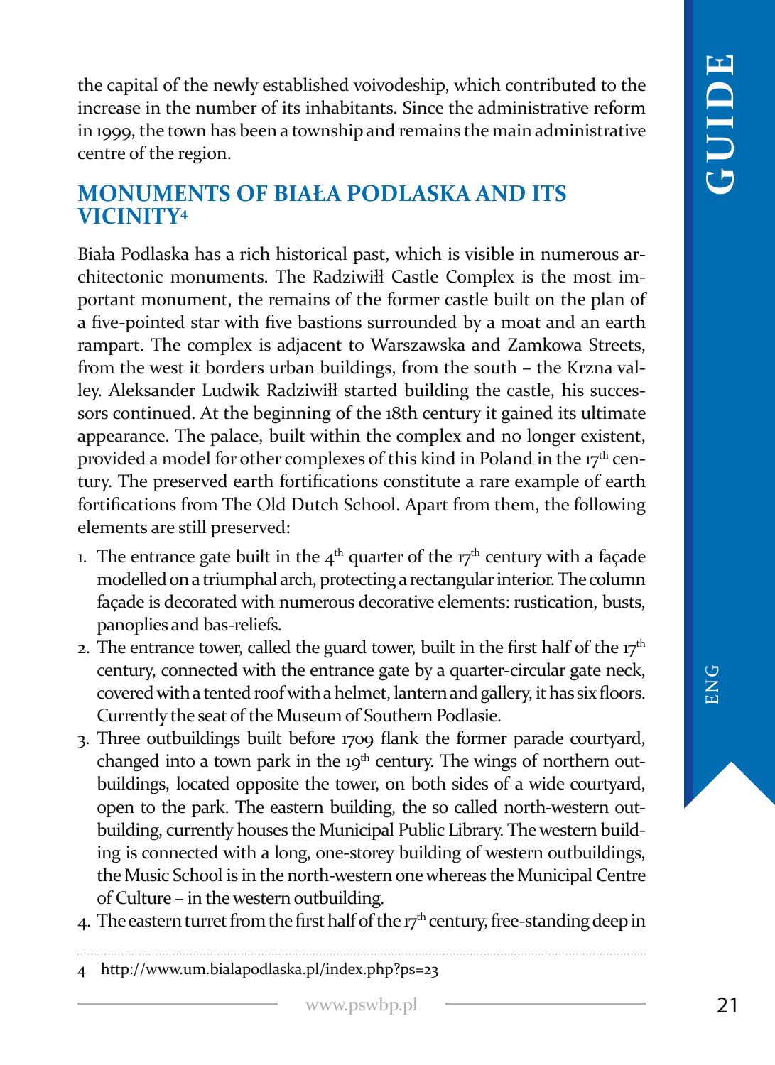the capital of the newly established voivodeship, which contributed to the increase in the number of its inhabitants. Since the administrative reform in 1999, the town has been a township and remains the main administrative centre of the region.

## MONUMENTS OF BIAŁA PODLASKA AND ITS VICINITY[4]

Biała Podlaska has a rich historical past, which is visible in numerous architectonic monuments. The Radziwiłł Castle Complex is the most important monument, the remains of the former castle built on the plan of a five-pointed star with five bastions surrounded by a moat and an earth rampart. The complex is adjacent to Warszawska and Zamkowa Streets, from the west it borders urban buildings, from the south – the Krzna valley. Aleksander Ludwik Radziwiłł started building the castle, his successors continued. At the beginning of the 18th century it gained its ultimate appearance. The palace, built within the complex and no longer existent, provided a model for other complexes of this kind in Poland in the 17th century. The preserved earth fortifications constitute a rare example of earth fortifications from The Old Dutch School. Apart from them, the following elements are still preserved:

1. The entrance gate built in the 4th quarter of the 17th century with a façade modelled on a triumphal arch, protecting a rectangular interior. The column façade is decorated with numerous decorative elements: rustication, busts, panoplies and bas-reliefs.
2. The entrance tower, called the guard tower, built in the first half of the 17th century, connected with the entrance gate by a quarter-circular gate neck, covered with a tented roof with a helmet, lantern and gallery, it has six floors. Currently the seat of the Museum of Southern Podlasie.
3. Three outbuildings built before 1709 flank the former parade courtyard, changed into a town park in the 19th century. The wings of northern outbuildings, located opposite the tower, on both sides of a wide courtyard, open to the park. The eastern building, the so called north-western outbuilding, currently houses the Municipal Public Library. The western building is connected with a long, one-storey building of western outbuildings, the Music School is in the north-western one whereas the Municipal Centre of Culture – in the western outbuilding.
4. The eastern turret from the first half of the 17th century, free-standing deep in

4 http://www.um.bialapodlaska.pl/index.php?ps=23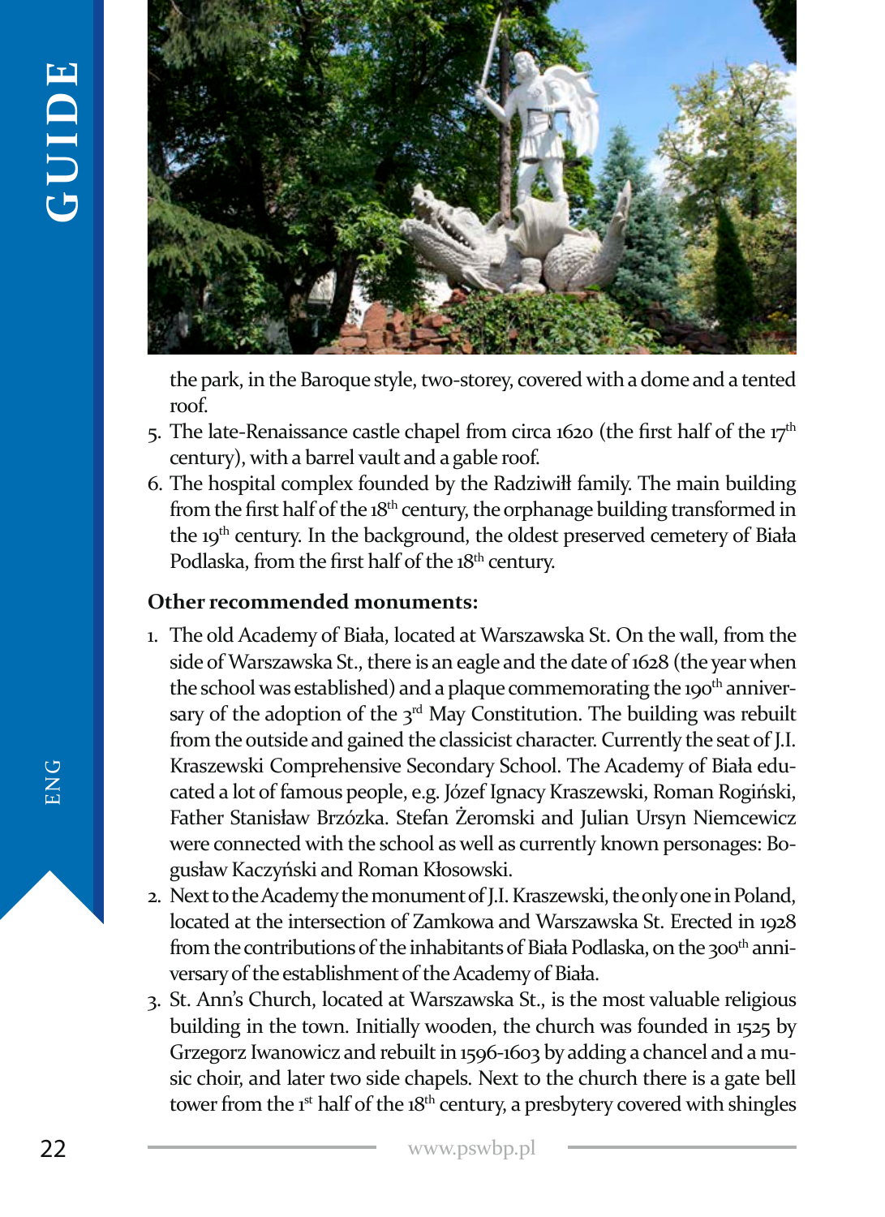the park, in the Baroque style, two-storey, covered with a dome and a tented roof.

5. The late-Renaissance castle chapel from circa 1620 (the first half of the 17th century), with a barrel vault and a gable roof.
6. The hospital complex founded by the Radziwiłł family. The main building from the first half of the 18th century, the orphanage building transformed in the 19th century. In the background, the oldest preserved cemetery of Biała Podlaska, from the first half of the 18th century.

**Other recommended monuments:**

1. The old Academy of Biała, located at Warszawska St. On the wall, from the side of Warszawska St., there is an eagle and the date of 1628 (the year when the school was established) and a plaque commemorating the 190th anniversary of the adoption of the 3rd May Constitution. The building was rebuilt from the outside and gained the classicist character. Currently the seat of J.I. Kraszewski Comprehensive Secondary School. The Academy of Biała educated a lot of famous people, e.g. Józef Ignacy Kraszewski, Roman Rogiński, Father Stanisław Brzózka. Stefan Żeromski and Julian Ursyn Niemcewicz were connected with the school as well as currently known personages: Bogusław Kaczyński and Roman Kłosowski.
2. Next to the Academy the monument of J.I. Kraszewski, the only one in Poland, located at the intersection of Zamkowa and Warszawska St. Erected in 1928 from the contributions of the inhabitants of Biała Podlaska, on the 300th anniversary of the establishment of the Academy of Biała.
3. St. Ann's Church, located at Warszawska St., is the most valuable religious building in the town. Initially wooden, the church was founded in 1525 by Grzegorz Iwanowicz and rebuilt in 1596-1603 by adding a chancel and a music choir, and later two side chapels. Next to the church there is a gate bell tower from the 1st half of the 18th century, a presbytery covered with shingles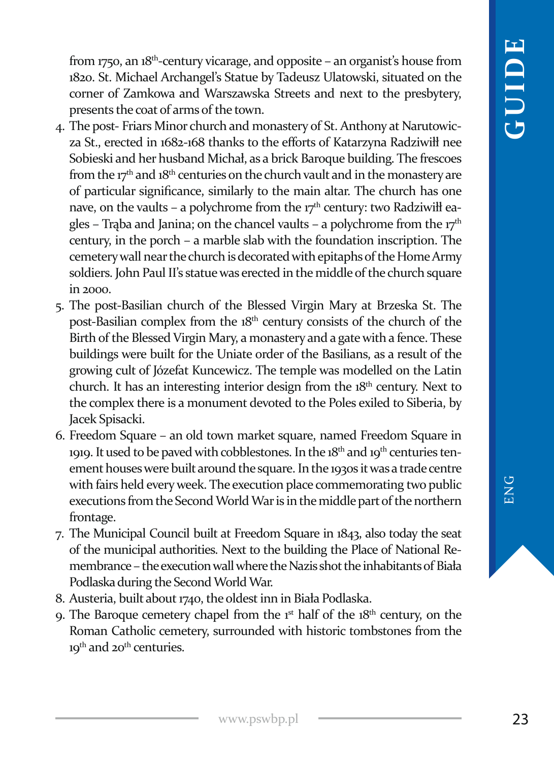from 1750, an 18th-century vicarage, and opposite – an organist's house from 1820. St. Michael Archangel's Statue by Tadeusz Ulatowski, situated on the corner of Zamkowa and Warszawska Streets and next to the presbytery, presents the coat of arms of the town.

4. The post- Friars Minor church and monastery of St. Anthony at Narutowicza St., erected in 1682-168 thanks to the efforts of Katarzyna Radziwiłł nee Sobieski and her husband Michał, as a brick Baroque building. The frescoes from the 17th and 18th centuries on the church vault and in the monastery are of particular significance, similarly to the main altar. The church has one nave, on the vaults – a polychrome from the 17th century: two Radziwiłł eagles – Trąba and Janina; on the chancel vaults – a polychrome from the 17th century, in the porch – a marble slab with the foundation inscription. The cemetery wall near the church is decorated with epitaphs of the Home Army soldiers. John Paul II's statue was erected in the middle of the church square in 2000.
5. The post-Basilian church of the Blessed Virgin Mary at Brzeska St. The post-Basilian complex from the 18th century consists of the church of the Birth of the Blessed Virgin Mary, a monastery and a gate with a fence. These buildings were built for the Uniate order of the Basilians, as a result of the growing cult of Józefat Kuncewicz. The temple was modelled on the Latin church. It has an interesting interior design from the 18th century. Next to the complex there is a monument devoted to the Poles exiled to Siberia, by Jacek Spisacki.
6. Freedom Square – an old town market square, named Freedom Square in 1919. It used to be paved with cobblestones. In the 18th and 19th centuries tenement houses were built around the square. In the 1930s it was a trade centre with fairs held every week. The execution place commemorating two public executions from the Second World War is in the middle part of the northern frontage.
7. The Municipal Council built at Freedom Square in 1843, also today the seat of the municipal authorities. Next to the building the Place of National Remembrance – the execution wall where the Nazis shot the inhabitants of Biała Podlaska during the Second World War.
8. Austeria, built about 1740, the oldest inn in Biała Podlaska.
9. The Baroque cemetery chapel from the 1st half of the 18th century, on the Roman Catholic cemetery, surrounded with historic tombstones from the 19th and 20th centuries.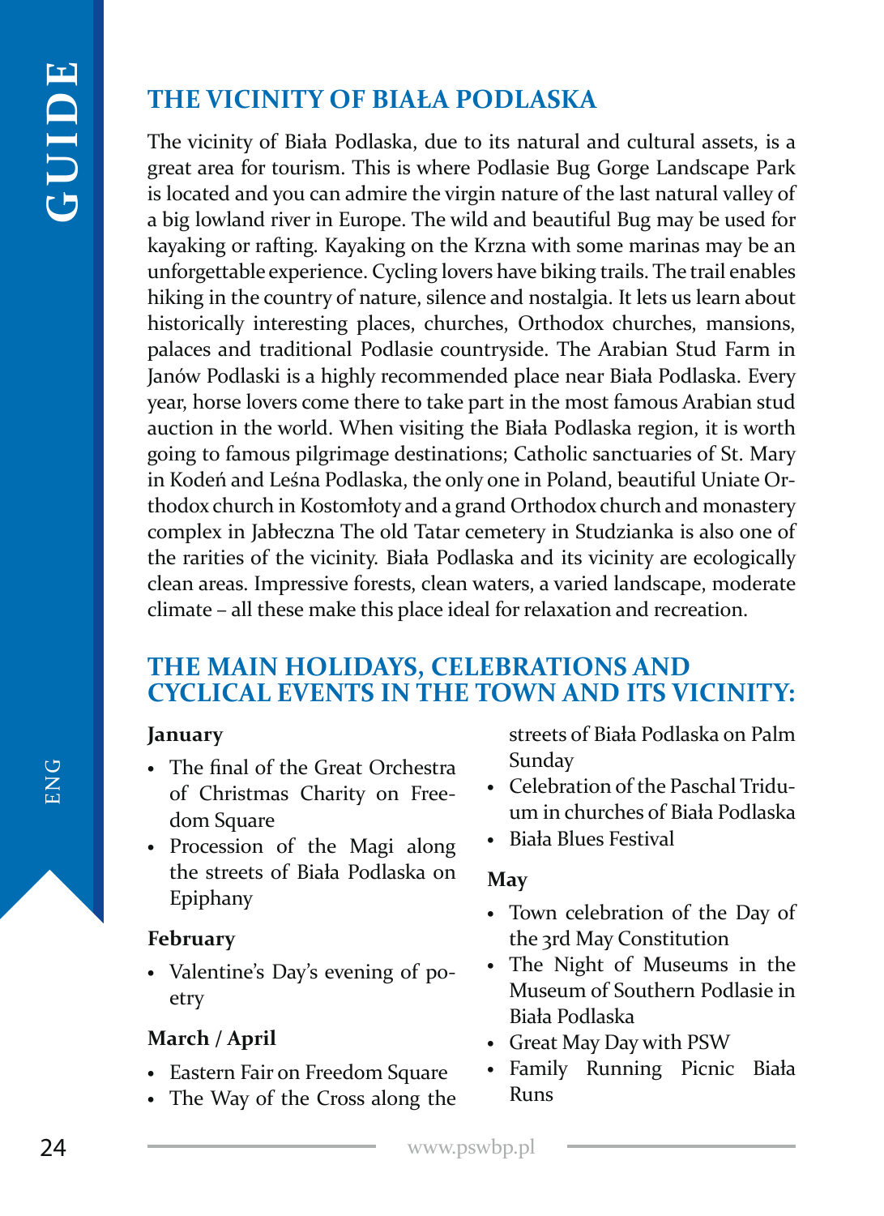## THE VICINITY OF BIAŁA PODLASKA

The vicinity of Biała Podlaska, due to its natural and cultural assets, is a great area for tourism. This is where Podlasie Bug Gorge Landscape Park is located and you can admire the virgin nature of the last natural valley of a big lowland river in Europe. The wild and beautiful Bug may be used for kayaking or rafting. Kayaking on the Krzna with some marinas may be an unforgettable experience. Cycling lovers have biking trails. The trail enables hiking in the country of nature, silence and nostalgia. It lets us learn about historically interesting places, churches, Orthodox churches, mansions, palaces and traditional Podlasie countryside. The Arabian Stud Farm in Janów Podlaski is a highly recommended place near Biała Podlaska. Every year, horse lovers come there to take part in the most famous Arabian stud auction in the world. When visiting the Biała Podlaska region, it is worth going to famous pilgrimage destinations; Catholic sanctuaries of St. Mary in Kodeń and Leśna Podlaska, the only one in Poland, beautiful Uniate Orthodox church in Kostomłoty and a grand Orthodox church and monastery complex in Jabłeczna The old Tatar cemetery in Studzianka is also one of the rarities of the vicinity. Biała Podlaska and its vicinity are ecologically clean areas. Impressive forests, clean waters, a varied landscape, moderate climate – all these make this place ideal for relaxation and recreation.

## THE MAIN HOLIDAYS, CELEBRATIONS AND CYCLICAL EVENTS IN THE TOWN AND ITS VICINITY:

**January**

- The final of the Great Orchestra of Christmas Charity on Freedom Square
- Procession of the Magi along the streets of Biała Podlaska on Epiphany

**February**

- Valentine's Day's evening of poetry

**March / April**

- Eastern Fair on Freedom Square
- The Way of the Cross along the streets of Biała Podlaska on Palm Sunday
- Celebration of the Paschal Triduum in churches of Biała Podlaska
- Biała Blues Festival

**May**

- Town celebration of the Day of the 3rd May Constitution
- The Night of Museums in the Museum of Southern Podlasie in Biała Podlaska
- Great May Day with PSW
- Family Running Picnic Biała Runs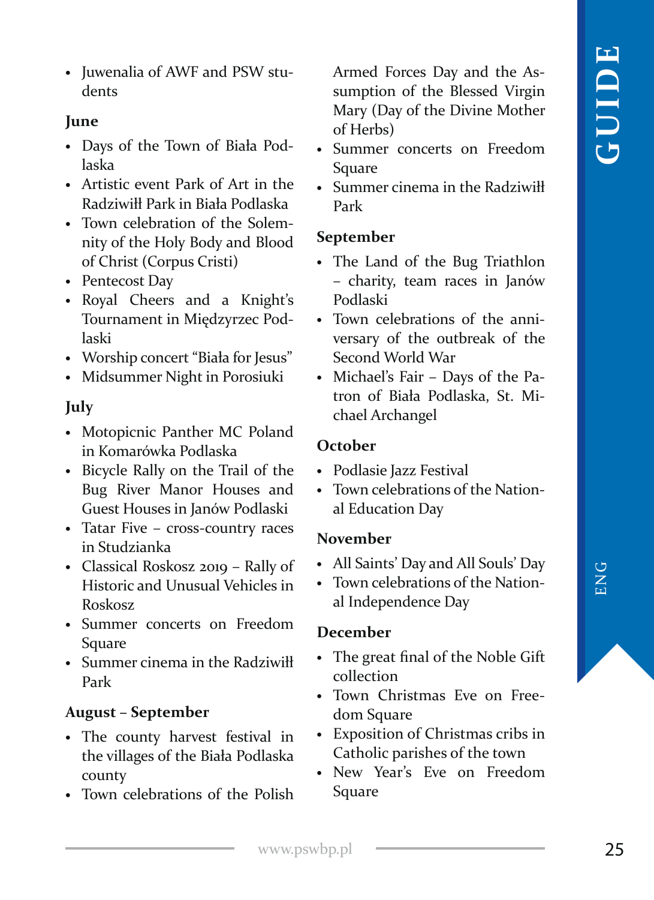- Juwenalia of AWF and PSW students

**June**

- Days of the Town of Biała Podlaska
- Artistic event Park of Art in the Radziwiłł Park in Biała Podlaska
- Town celebration of the Solemnity of the Holy Body and Blood of Christ (Corpus Cristi)
- Pentecost Day
- Royal Cheers and a Knight's Tournament in Międzyrzec Podlaski
- Worship concert "Biała for Jesus"
- Midsummer Night in Porosiuki

**July**

- Motopicnic Panther MC Poland in Komarówka Podlaska
- Bicycle Rally on the Trail of the Bug River Manor Houses and Guest Houses in Janów Podlaski
- Tatar Five – cross-country races in Studzianka
- Classical Roskosz 2019 – Rally of Historic and Unusual Vehicles in Roskosz
- Summer concerts on Freedom Square
- Summer cinema in the Radziwiłł Park

**August – September**

- The county harvest festival in the villages of the Biała Podlaska county
- Town celebrations of the Polish Armed Forces Day and the Assumption of the Blessed Virgin Mary (Day of the Divine Mother of Herbs)
- Summer concerts on Freedom Square
- Summer cinema in the Radziwiłł Park

**September**

- The Land of the Bug Triathlon – charity, team races in Janów Podlaski
- Town celebrations of the anniversary of the outbreak of the Second World War
- Michael's Fair – Days of the Patron of Biała Podlaska, St. Michael Archangel

**October**

- Podlasie Jazz Festival
- Town celebrations of the National Education Day

**November**

- All Saints' Day and All Souls' Day
- Town celebrations of the National Independence Day

**December**

- The great final of the Noble Gift collection
- Town Christmas Eve on Freedom Square
- Exposition of Christmas cribs in Catholic parishes of the town
- New Year's Eve on Freedom Square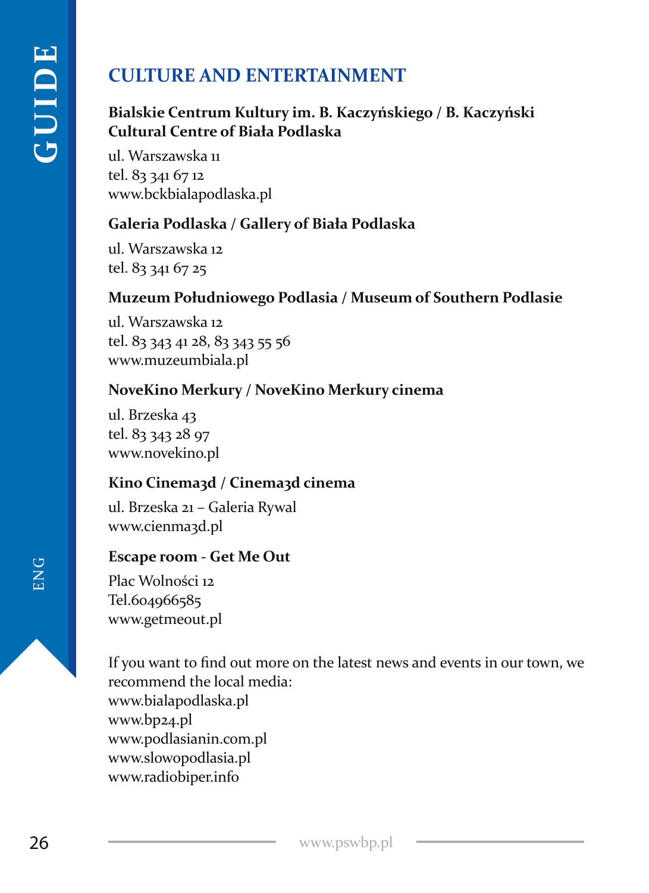## CULTURE AND ENTERTAINMENT

**Bialskie Centrum Kultury im. B. Kaczyńskiego / B. Kaczyński Cultural Centre of Biała Podlaska**

ul. Warszawska 11
tel. 83 341 67 12
www.bckbialapodlaska.pl

**Galeria Podlaska / Gallery of Biała Podlaska**

ul. Warszawska 12
tel. 83 341 67 25

**Muzeum Południowego Podlasia / Museum of Southern Podlasie**

ul. Warszawska 12
tel. 83 343 41 28, 83 343 55 56
www.muzeumbiala.pl

**NoveKino Merkury / NoveKino Merkury cinema**

ul. Brzeska 43
tel. 83 343 28 97
www.novekino.pl

**Kino Cinema3d / Cinema3d cinema**

ul. Brzeska 21 – Galeria Rywal
www.cienma3d.pl

**Escape room - Get Me Out**

Plac Wolności 12
Tel.604966585
www.getmeout.pl

If you want to find out more on the latest news and events in our town, we recommend the local media:
www.bialapodlaska.pl
www.bp24.pl
www.podlasianin.com.pl
www.slowopodlasia.pl
www.radiobiper.info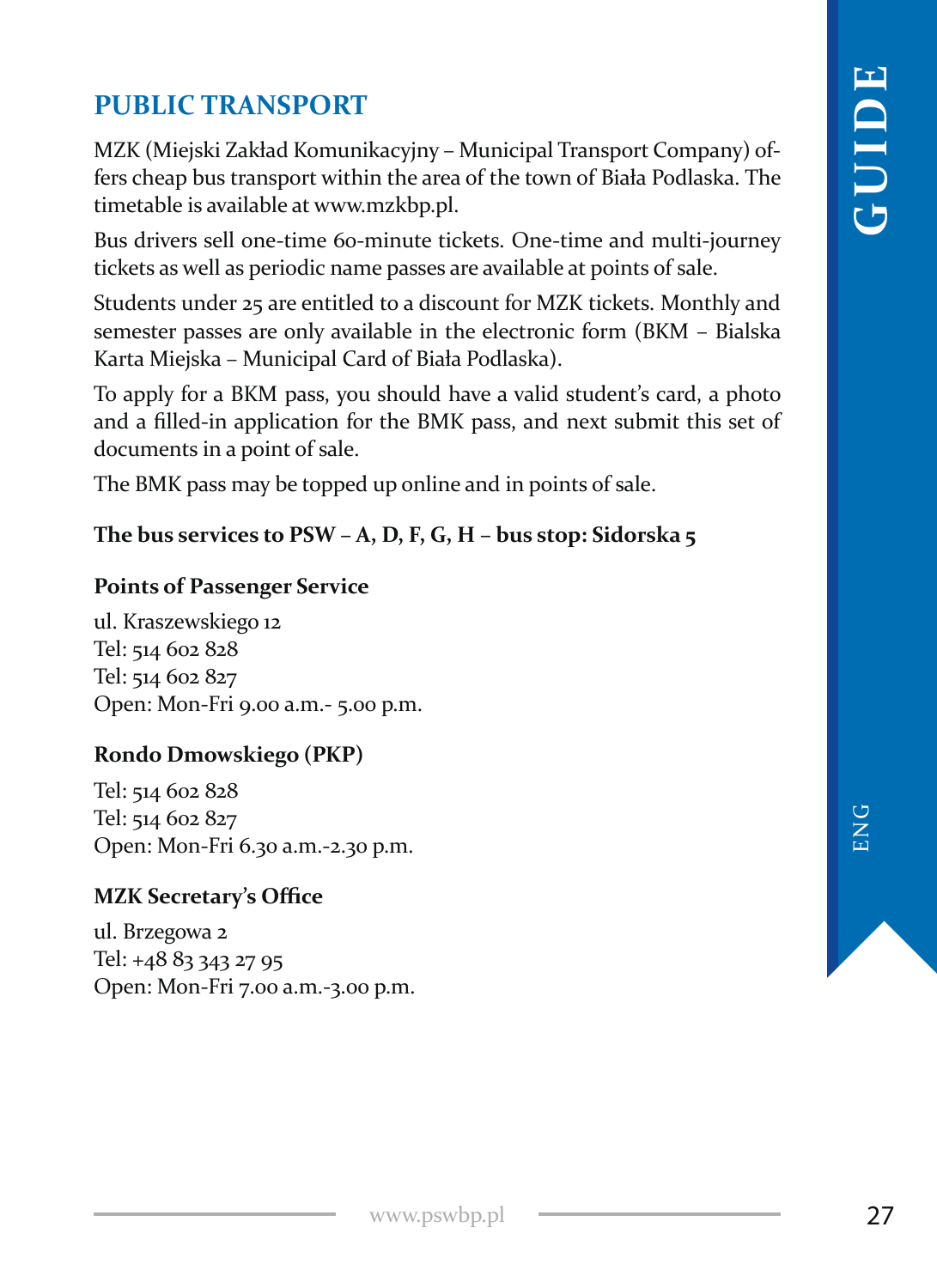## PUBLIC TRANSPORT

MZK (Miejski Zakład Komunikacyjny – Municipal Transport Company) offers cheap bus transport within the area of the town of Biała Podlaska. The timetable is available at www.mzkbp.pl.

Bus drivers sell one-time 60-minute tickets. One-time and multi-journey tickets as well as periodic name passes are available at points of sale.

Students under 25 are entitled to a discount for MZK tickets. Monthly and semester passes are only available in the electronic form (BKM – Bialska Karta Miejska – Municipal Card of Biała Podlaska).

To apply for a BKM pass, you should have a valid student's card, a photo and a filled-in application for the BMK pass, and next submit this set of documents in a point of sale.

The BMK pass may be topped up online and in points of sale.

**The bus services to PSW – A, D, F, G, H – bus stop: Sidorska 5**

**Points of Passenger Service**

ul. Kraszewskiego 12
Tel: 514 602 828
Tel: 514 602 827
Open: Mon-Fri 9.00 a.m.- 5.00 p.m.

**Rondo Dmowskiego (PKP)**

Tel: 514 602 828
Tel: 514 602 827
Open: Mon-Fri 6.30 a.m.-2.30 p.m.

**MZK Secretary's Office**

ul. Brzegowa 2
Tel: +48 83 343 27 95
Open: Mon-Fri 7.00 a.m.-3.00 p.m.